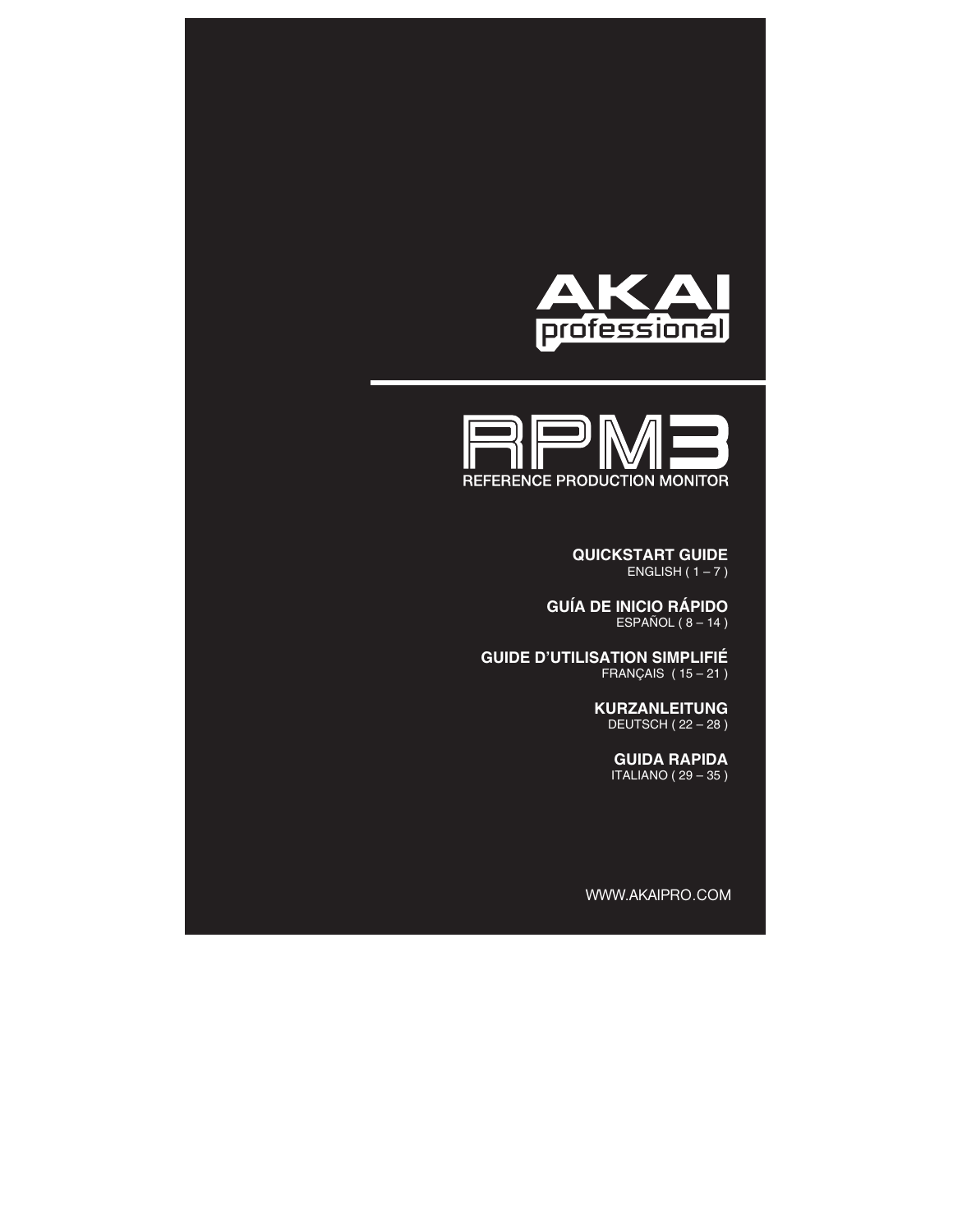# AKAI professional

# RPM3

## REFERENCE PRODUCTION MONITOR

**QUICKSTART GUIDE**
ENGLISH ( 1 – 7 )

**GUÍA DE INICIO RÁPIDO**
ESPAÑOL ( 8 – 14 )

**GUIDE D'UTILISATION SIMPLIFIÉ**
FRANÇAIS ( 15 – 21 )

**KURZANLEITUNG**
DEUTSCH ( 22 – 28 )

**GUIDA RAPIDA**
ITALIANO ( 29 – 35 )

WWW.AKAIPRO.COM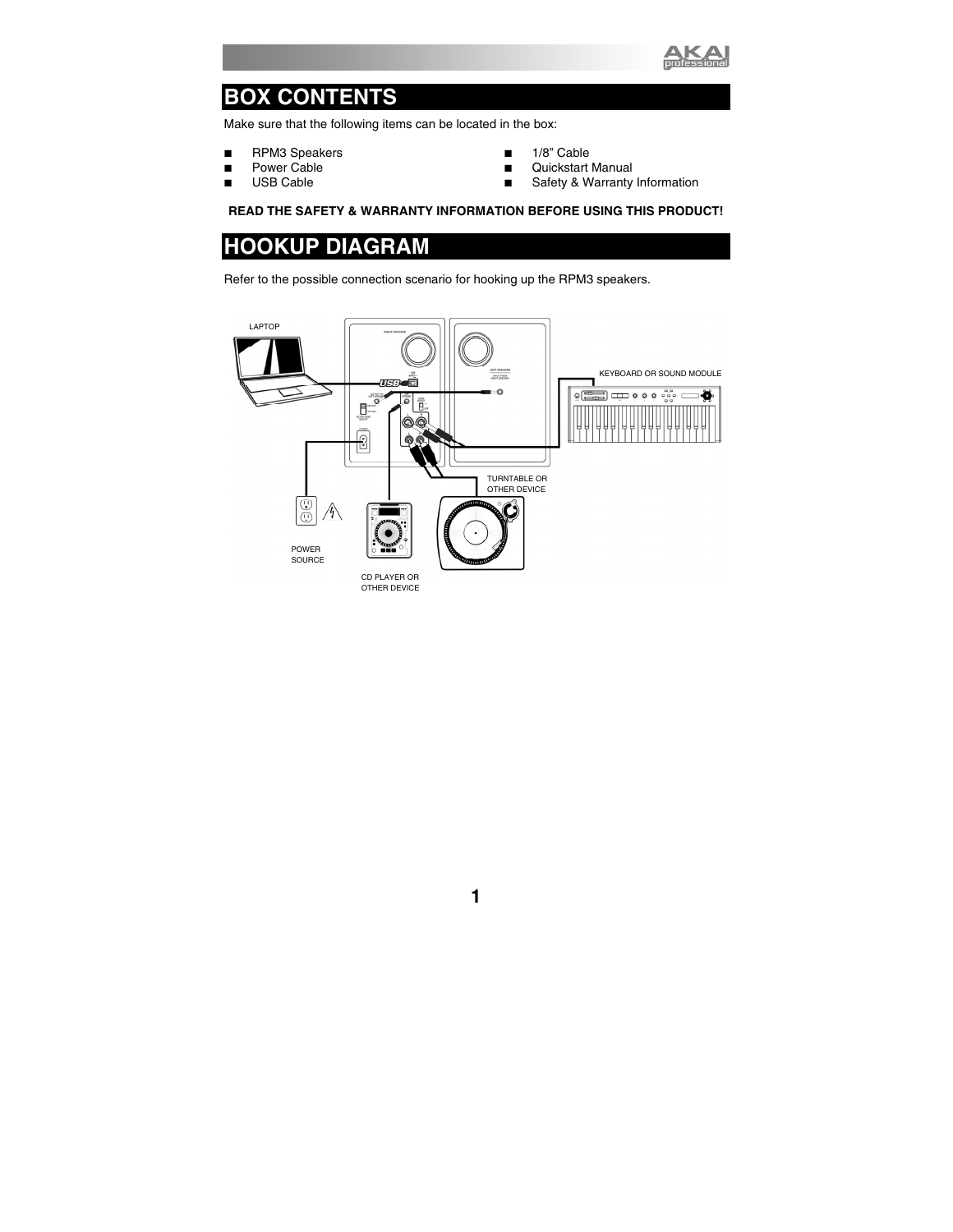## BOX CONTENTS

Make sure that the following items can be located in the box:

- RPM3 Speakers
- Power Cable
- USB Cable
- 1/8" Cable
- Quickstart Manual
- Safety & Warranty Information

**READ THE SAFETY & WARRANTY INFORMATION BEFORE USING THIS PRODUCT!**

## HOOKUP DIAGRAM

Refer to the possible connection scenario for hooking up the RPM3 speakers.

LAPTOP

KEYBOARD OR SOUND MODULE

TURNTABLE OR OTHER DEVICE

POWER SOURCE

CD PLAYER OR OTHER DEVICE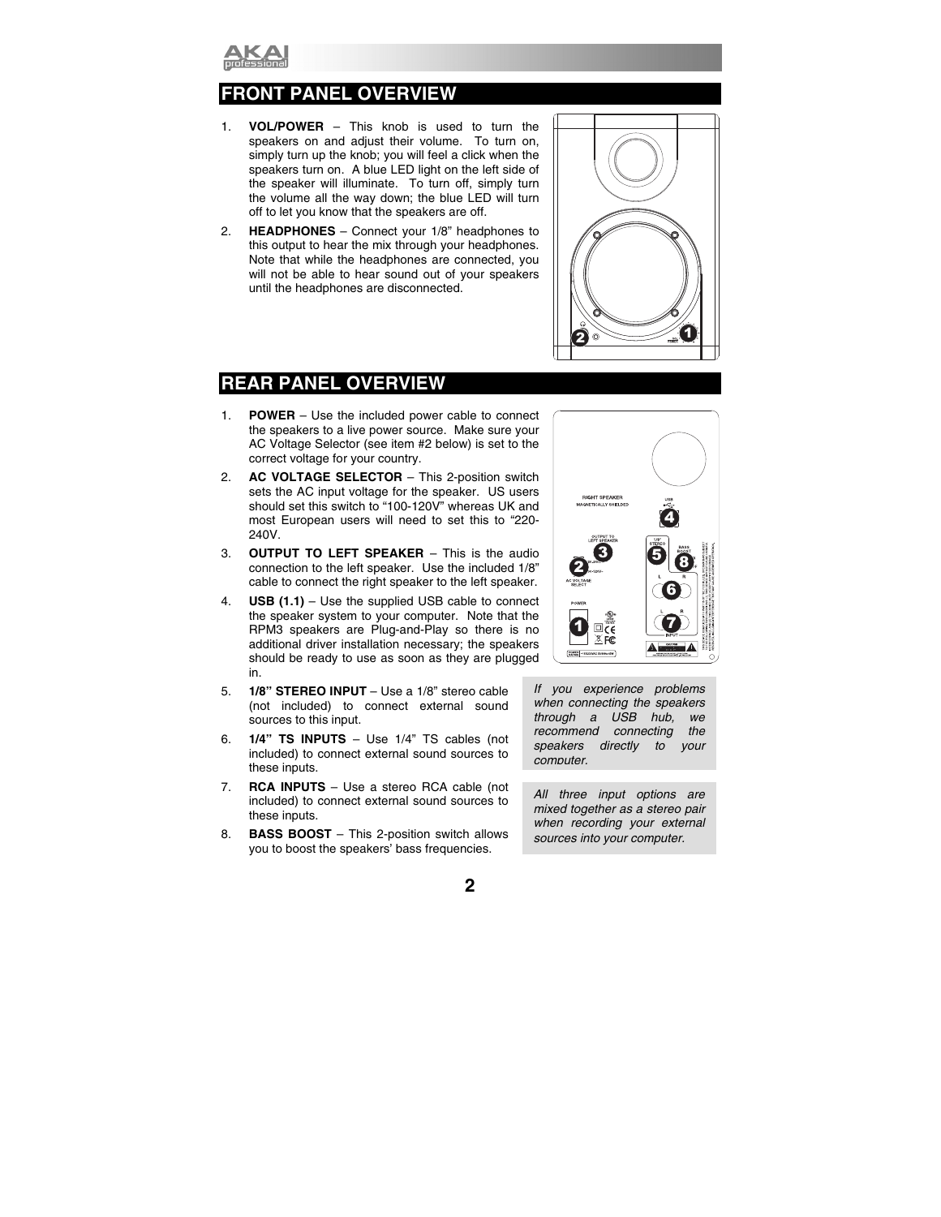## FRONT PANEL OVERVIEW

1. **VOL/POWER** – This knob is used to turn the speakers on and adjust their volume. To turn on, simply turn up the knob; you will feel a click when the speakers turn on. A blue LED light on the left side of the speaker will illuminate. To turn off, simply turn the volume all the way down; the blue LED will turn off to let you know that the speakers are off.
2. **HEADPHONES** – Connect your 1/8" headphones to this output to hear the mix through your headphones. Note that while the headphones are connected, you will not be able to hear sound out of your speakers until the headphones are disconnected.

## REAR PANEL OVERVIEW

1. **POWER** – Use the included power cable to connect the speakers to a live power source. Make sure your AC Voltage Selector (see item #2 below) is set to the correct voltage for your country.
2. **AC VOLTAGE SELECTOR** – This 2-position switch sets the AC input voltage for the speaker. US users should set this switch to "100-120V" whereas UK and most European users will need to set this to "220-240V.
3. **OUTPUT TO LEFT SPEAKER** – This is the audio connection to the left speaker. Use the included 1/8" cable to connect the right speaker to the left speaker.
4. **USB (1.1)** – Use the supplied USB cable to connect the speaker system to your computer. Note that the RPM3 speakers are Plug-and-Play so there is no additional driver installation necessary; the speakers should be ready to use as soon as they are plugged in.
5. **1/8" STEREO INPUT** – Use a 1/8" stereo cable (not included) to connect external sound sources to this input.
6. **1/4" TS INPUTS** – Use 1/4" TS cables (not included) to connect external sound sources to these inputs.
7. **RCA INPUTS** – Use a stereo RCA cable (not included) to connect external sound sources to these inputs.
8. **BASS BOOST** – This 2-position switch allows you to boost the speakers' bass frequencies.

*If you experience problems when connecting the speakers through a USB hub, we recommend connecting the speakers directly to your computer.*

*All three input options are mixed together as a stereo pair when recording your external sources into your computer.*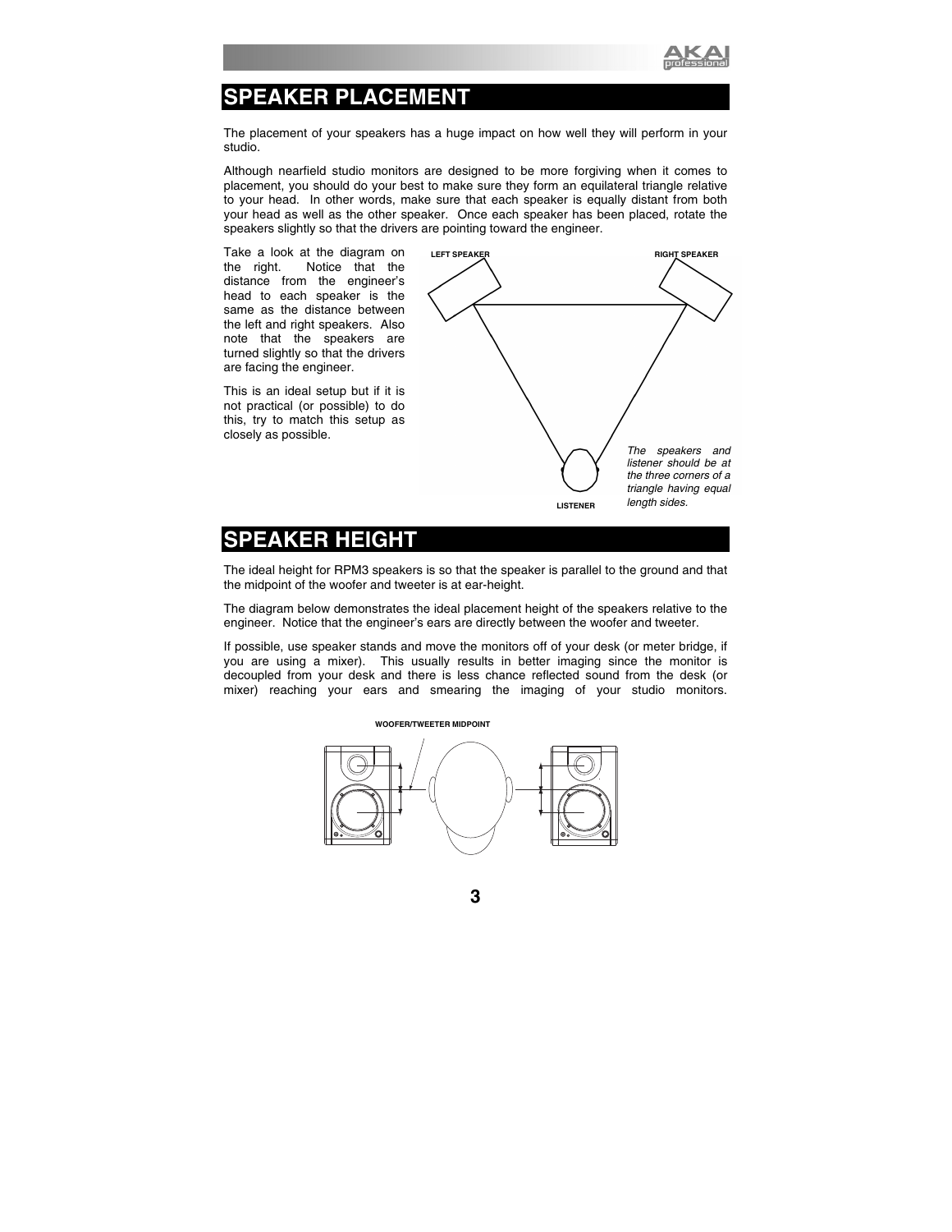## SPEAKER PLACEMENT

The placement of your speakers has a huge impact on how well they will perform in your studio.

Although nearfield studio monitors are designed to be more forgiving when it comes to placement, you should do your best to make sure they form an equilateral triangle relative to your head. In other words, make sure that each speaker is equally distant from both your head as well as the other speaker. Once each speaker has been placed, rotate the speakers slightly so that the drivers are pointing toward the engineer.

Take a look at the diagram on the right. Notice that the distance from the engineer's head to each speaker is the same as the distance between the left and right speakers. Also note that the speakers are turned slightly so that the drivers are facing the engineer.

This is an ideal setup but if it is not practical (or possible) to do this, try to match this setup as closely as possible.

LEFT SPEAKER

RIGHT SPEAKER

LISTENER

*The speakers and listener should be at the three corners of a triangle having equal length sides.*

## SPEAKER HEIGHT

The ideal height for RPM3 speakers is so that the speaker is parallel to the ground and that the midpoint of the woofer and tweeter is at ear-height.

The diagram below demonstrates the ideal placement height of the speakers relative to the engineer. Notice that the engineer's ears are directly between the woofer and tweeter.

If possible, use speaker stands and move the monitors off of your desk (or meter bridge, if you are using a mixer). This usually results in better imaging since the monitor is decoupled from your desk and there is less chance reflected sound from the desk (or mixer) reaching your ears and smearing the imaging of your studio monitors.

WOOFER/TWEETER MIDPOINT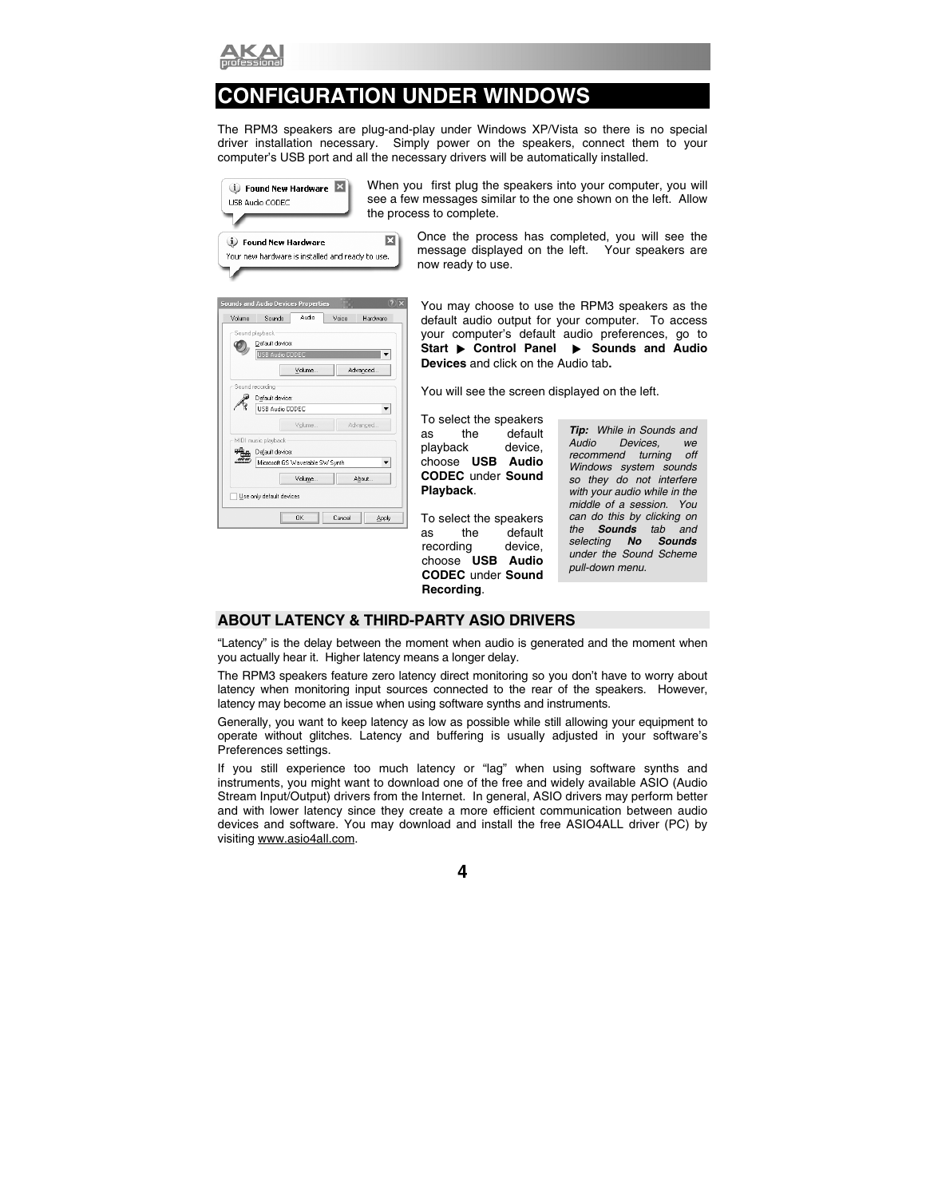# CONFIGURATION UNDER WINDOWS

The RPM3 speakers are plug-and-play under Windows XP/Vista so there is no special driver installation necessary. Simply power on the speakers, connect them to your computer's USB port and all the necessary drivers will be automatically installed.

When you first plug the speakers into your computer, you will see a few messages similar to the one shown on the left. Allow the process to complete.

Once the process has completed, you will see the message displayed on the left. Your speakers are now ready to use.

You may choose to use the RPM3 speakers as the default audio output for your computer. To access your computer's default audio preferences, go to **Start ▶ Control Panel ▶ Sounds and Audio Devices** and click on the Audio tab**.**

You will see the screen displayed on the left.

To select the speakers as the default playback device, choose **USB Audio CODEC** under **Sound Playback**.

To select the speakers as the default recording device, choose **USB Audio CODEC** under **Sound Recording**.

***Tip:*** *While in Sounds and Audio Devices, we recommend turning off Windows system sounds so they do not interfere with your audio while in the middle of a session. You can do this by clicking on the* ***Sounds*** *tab and selecting* ***No Sounds*** *under the Sound Scheme pull-down menu.*

## ABOUT LATENCY & THIRD-PARTY ASIO DRIVERS

"Latency" is the delay between the moment when audio is generated and the moment when you actually hear it. Higher latency means a longer delay.

The RPM3 speakers feature zero latency direct monitoring so you don't have to worry about latency when monitoring input sources connected to the rear of the speakers. However, latency may become an issue when using software synths and instruments.

Generally, you want to keep latency as low as possible while still allowing your equipment to operate without glitches. Latency and buffering is usually adjusted in your software's Preferences settings.

If you still experience too much latency or "lag" when using software synths and instruments, you might want to download one of the free and widely available ASIO (Audio Stream Input/Output) drivers from the Internet. In general, ASIO drivers may perform better and with lower latency since they create a more efficient communication between audio devices and software. You may download and install the free ASIO4ALL driver (PC) by visiting www.asio4all.com.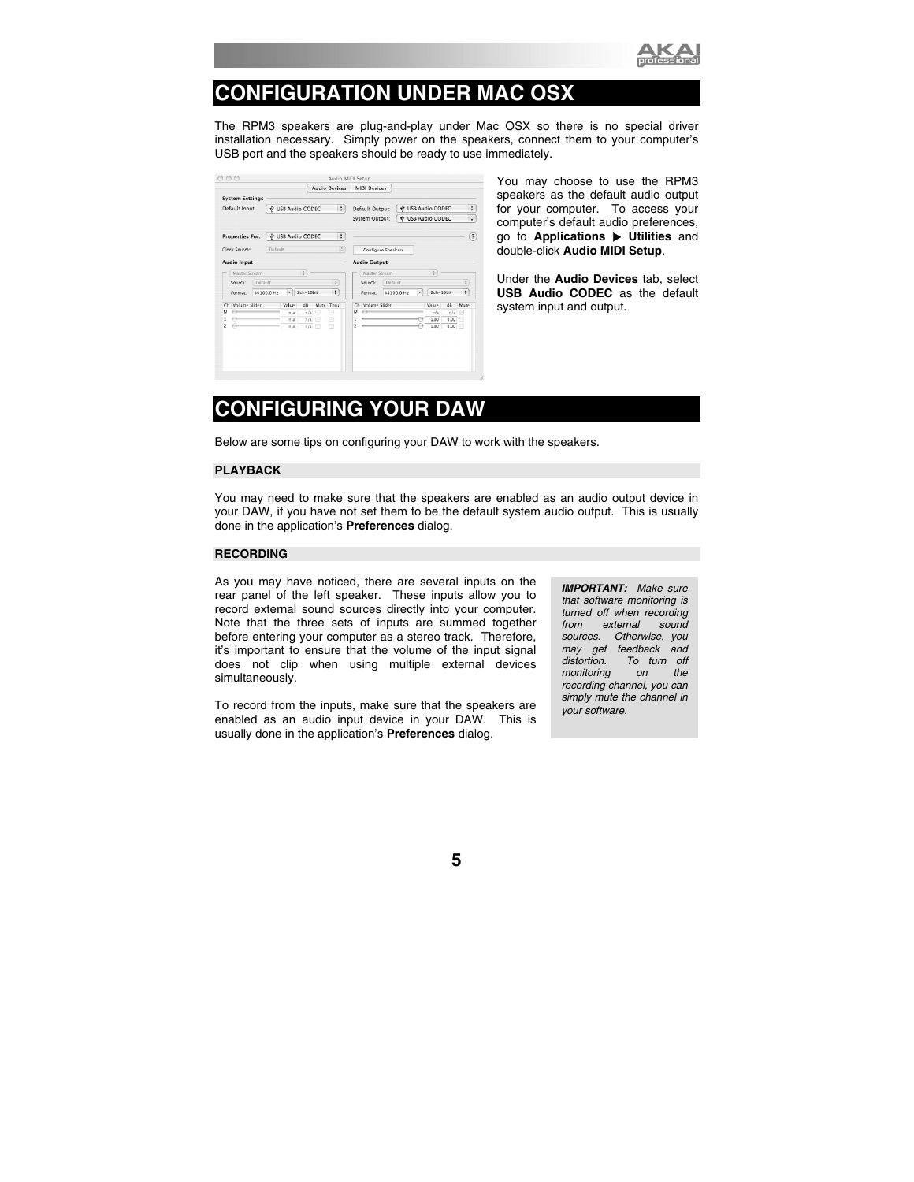# CONFIGURATION UNDER MAC OSX

The RPM3 speakers are plug-and-play under Mac OSX so there is no special driver installation necessary. Simply power on the speakers, connect them to your computer's USB port and the speakers should be ready to use immediately.

You may choose to use the RPM3 speakers as the default audio output for your computer. To access your computer's default audio preferences, go to **Applications ▶ Utilities** and double-click **Audio MIDI Setup**.

Under the **Audio Devices** tab, select **USB Audio CODEC** as the default system input and output.

# CONFIGURING YOUR DAW

Below are some tips on configuring your DAW to work with the speakers.

### PLAYBACK

You may need to make sure that the speakers are enabled as an audio output device in your DAW, if you have not set them to be the default system audio output. This is usually done in the application's **Preferences** dialog.

### RECORDING

As you may have noticed, there are several inputs on the rear panel of the left speaker. These inputs allow you to record external sound sources directly into your computer. Note that the three sets of inputs are summed together before entering your computer as a stereo track. Therefore, it's important to ensure that the volume of the input signal does not clip when using multiple external devices simultaneously.

To record from the inputs, make sure that the speakers are enabled as an audio input device in your DAW. This is usually done in the application's **Preferences** dialog.

> ***IMPORTANT:*** *Make sure that software monitoring is turned off when recording from external sound sources. Otherwise, you may get feedback and distortion. To turn off monitoring on the recording channel, you can simply mute the channel in your software.*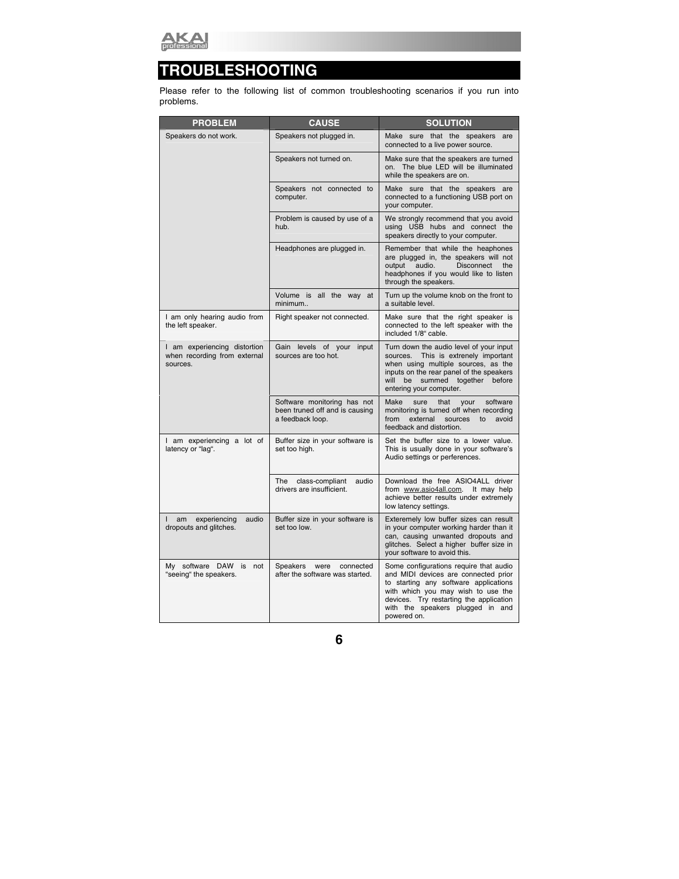# TROUBLESHOOTING

Please refer to the following list of common troubleshooting scenarios if you run into problems.

| PROBLEM | CAUSE | SOLUTION |
| --- | --- | --- |
| Speakers do not work. | Speakers not plugged in. | Make sure that the speakers are connected to a live power source. |
| | Speakers not turned on. | Make sure that the speakers are turned on. The blue LED will be illuminated while the speakers are on. |
| | Speakers not connected to computer. | Make sure that the speakers are connected to a functioning USB port on your computer. |
| | Problem is caused by use of a hub. | We strongly recommend that you avoid using USB hubs and connect the speakers directly to your computer. |
| | Headphones are plugged in. | Remember that while the heaphones are plugged in, the speakers will not output audio. Disconnect the headphones if you would like to listen through the speakers. |
| | Volume is all the way at minimum.. | Turn up the volume knob on the front to a suitable level. |
| I am only hearing audio from the left speaker. | Right speaker not connected. | Make sure that the right speaker is connected to the left speaker with the included 1/8" cable. |
| I am experiencing distortion when recording from external sources. | Gain levels of your input sources are too hot. | Turn down the audio level of your input sources. This is extrenely important when using multiple sources, as the inputs on the rear panel of the speakers will be summed together before entering your computer. |
| | Software monitoring has not been truned off and is causing a feedback loop. | Make sure that your software monitoring is turned off when recording from external sources to avoid feedback and distortion. |
| I am experiencing a lot of latency or "lag". | Buffer size in your software is set too high. | Set the buffer size to a lower value. This is usually done in your software's Audio settings or perferences. |
| | The class-compliant audio drivers are insufficient. | Download the free ASIO4ALL driver from www.asio4all.com. It may help achieve better results under extremely low latency settings. |
| I am experiencing audio dropouts and glitches. | Buffer size in your software is set too low. | Exteremely low buffer sizes can result in your computer working harder than it can, causing unwanted dropouts and glitches. Select a higher buffer size in your software to avoid this. |
| My software DAW is not "seeing" the speakers. | Speakers were connected after the software was started. | Some configurations require that audio and MIDI devices are connected prior to starting any software applications with which you may wish to use the devices. Try restarting the application with the speakers plugged in and powered on. |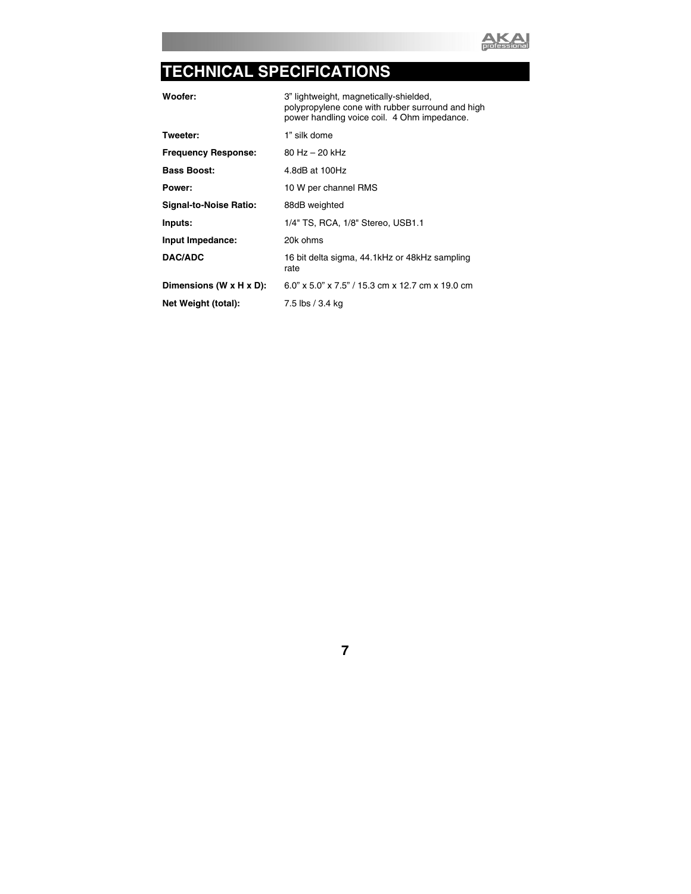# TECHNICAL SPECIFICATIONS

| | |
|---|---|
| **Woofer:** | 3” lightweight, magnetically-shielded, polypropylene cone with rubber surround and high power handling voice coil. 4 Ohm impedance. |
| **Tweeter:** | 1” silk dome |
| **Frequency Response:** | 80 Hz – 20 kHz |
| **Bass Boost:** | 4.8dB at 100Hz |
| **Power:** | 10 W per channel RMS |
| **Signal-to-Noise Ratio:** | 88dB weighted |
| **Inputs:** | 1/4" TS, RCA, 1/8" Stereo, USB1.1 |
| **Input Impedance:** | 20k ohms |
| **DAC/ADC** | 16 bit delta sigma, 44.1kHz or 48kHz sampling rate |
| **Dimensions (W x H x D):** | 6.0” x 5.0” x 7.5” / 15.3 cm x 12.7 cm x 19.0 cm |
| **Net Weight (total):** | 7.5 lbs / 3.4 kg |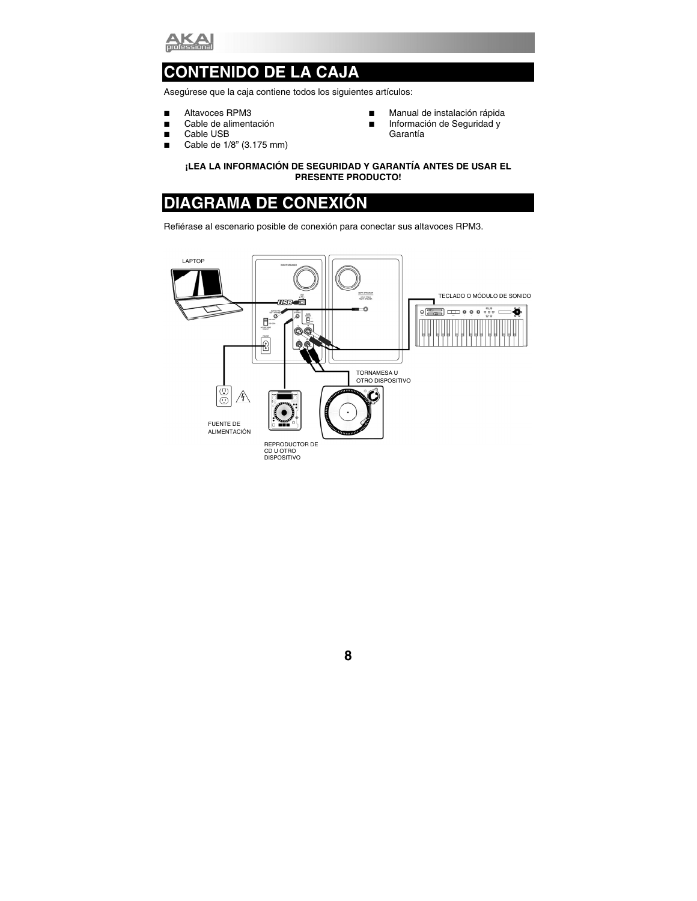# CONTENIDO DE LA CAJA

Asegúrese que la caja contiene todos los siguientes artículos:

- Altavoces RPM3
- Cable de alimentación
- Cable USB
- Cable de 1/8" (3.175 mm)
- Manual de instalación rápida
- Información de Seguridad y Garantía

**¡LEA LA INFORMACIÓN DE SEGURIDAD Y GARANTÍA ANTES DE USAR EL PRESENTE PRODUCTO!**

# DIAGRAMA DE CONEXIÓN

Refiérase al escenario posible de conexión para conectar sus altavoces RPM3.

LAPTOP

TECLADO O MÓDULO DE SONIDO

TORNAMESA U OTRO DISPOSITIVO

FUENTE DE ALIMENTACIÓN

REPRODUCTOR DE CD U OTRO DISPOSITIVO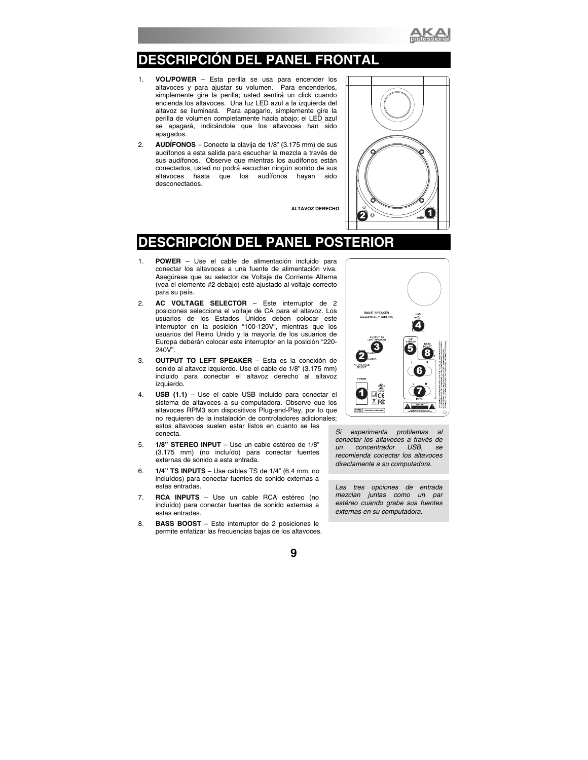# DESCRIPCIÓN DEL PANEL FRONTAL

1. **VOL/POWER** – Esta perilla se usa para encender los altavoces y para ajustar su volumen. Para encenderlos, simplemente gire la perilla; usted sentirá un click cuando encienda los altavoces. Una luz LED azul a la izquierda del altavoz se iluminará. Para apagarlo, simplemente gire la perilla de volumen completamente hacia abajo; el LED azul se apagará, indicándole que los altavoces han sido apagados.
2. **AUDÍFONOS** – Conecte la clavija de 1/8" (3.175 mm) de sus audífonos a esta salida para escuchar la mezcla a través de sus audífonos. Observe que mientras los audífonos están conectados, usted no podrá escuchar ningún sonido de sus altavoces hasta que los audífonos hayan sido desconectados.

**ALTAVOZ DERECHO**

# DESCRIPCIÓN DEL PANEL POSTERIOR

1. **POWER** – Use el cable de alimentación incluido para conectar los altavoces a una fuente de alimentación viva. Asegúrese que su selector de Voltaje de Corriente Alterna (vea el elemento #2 debajo) esté ajustado al voltaje correcto para su país.
2. **AC VOLTAGE SELECTOR** – Este interruptor de 2 posiciones selecciona el voltaje de CA para el altavoz. Los usuarios de los Estados Unidos deben colocar este interruptor en la posición "100-120V", mientras que los usuarios del Reino Unido y la mayoría de los usuarios de Europa deberán colocar este interruptor en la posición "220-240V".
3. **OUTPUT TO LEFT SPEAKER** – Esta es la conexión de sonido al altavoz izquierdo. Use el cable de 1/8" (3.175 mm) incluido para conectar el altavoz derecho al altavoz izquierdo.
4. **USB (1.1)** – Use el cable USB incluido para conectar el sistema de altavoces a su computadora. Observe que los altavoces RPM3 son dispositivos Plug-and-Play, por lo que no requieren de la instalación de controladores adicionales; estos altavoces suelen estar listos en cuanto se les conecta.
5. **1/8" STEREO INPUT** – Use un cable estéreo de 1/8" (3.175 mm) (no incluído) para conectar fuentes externas de sonido a esta entrada.
6. **1/4" TS INPUTS** – Use cables TS de 1/4" (6.4 mm, no incluídos) para conectar fuentes de sonido externas a estas entradas.
7. **RCA INPUTS** – Use un cable RCA estéreo (no incluído) para conectar fuentes de sonido externas a estas entradas.
8. **BASS BOOST** – Este interruptor de 2 posiciones le permite enfatizar las frecuencias bajas de los altavoces.

*Si experimenta problemas al conectar los altavoces a través de un concentrador USB, se recomienda conectar los altavoces directamente a su computadora.*

*Las tres opciones de entrada mezclan juntas como un par estéreo cuando grabe sus fuentes externas en su computadora.*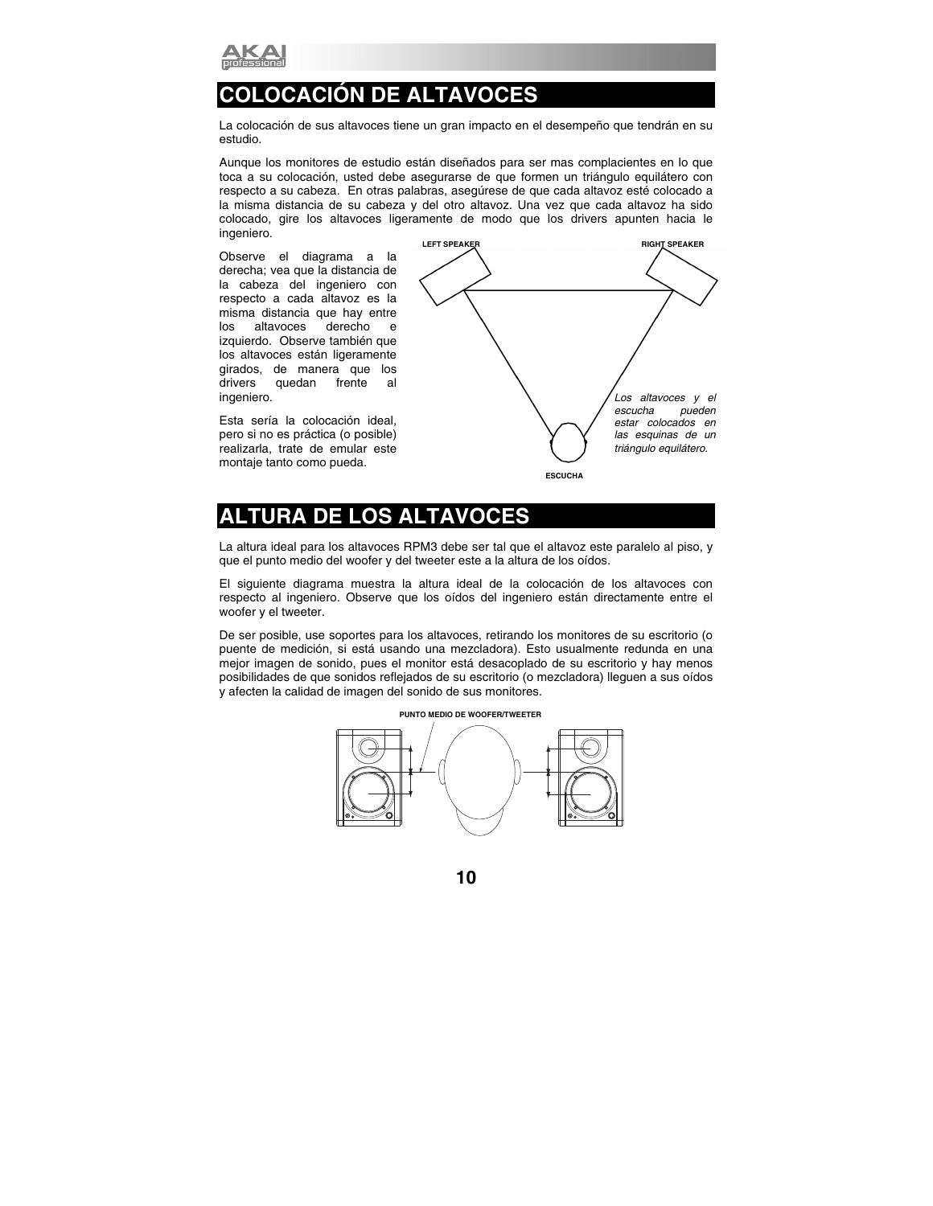# COLOCACIÓN DE ALTAVOCES

La colocación de sus altavoces tiene un gran impacto en el desempeño que tendrán en su estudio.

Aunque los monitores de estudio están diseñados para ser mas complacientes en lo que toca a su colocación, usted debe asegurarse de que formen un triángulo equilátero con respecto a su cabeza. En otras palabras, asegúrese de que cada altavoz esté colocado a la misma distancia de su cabeza y del otro altavoz. Una vez que cada altavoz ha sido colocado, gire los altavoces ligeramente de modo que los drivers apunten hacia le ingeniero.

Observe el diagrama a la derecha; vea que la distancia de la cabeza del ingeniero con respecto a cada altavoz es la misma distancia que hay entre los altavoces derecho e izquierdo. Observe también que los altavoces están ligeramente girados, de manera que los drivers quedan frente al ingeniero.

Esta sería la colocación ideal, pero si no es práctica (o posible) realizarla, trate de emular este montaje tanto como pueda.

LEFT SPEAKER

RIGHT SPEAKER

*Los altavoces y el escucha pueden estar colocados en las esquinas de un triángulo equilátero.*

ESCUCHA

# ALTURA DE LOS ALTAVOCES

La altura ideal para los altavoces RPM3 debe ser tal que el altavoz este paralelo al piso, y que el punto medio del woofer y del tweeter este a la altura de los oídos.

El siguiente diagrama muestra la altura ideal de la colocación de los altavoces con respecto al ingeniero. Observe que los oídos del ingeniero están directamente entre el woofer y el tweeter.

De ser posible, use soportes para los altavoces, retirando los monitores de su escritorio (o puente de medición, si está usando una mezcladora). Esto usualmente redunda en una mejor imagen de sonido, pues el monitor está desacoplado de su escritorio y hay menos posibilidades de que sonidos reflejados de su escritorio (o mezcladora) lleguen a sus oídos y afecten la calidad de imagen del sonido de sus monitores.

PUNTO MEDIO DE WOOFER/TWEETER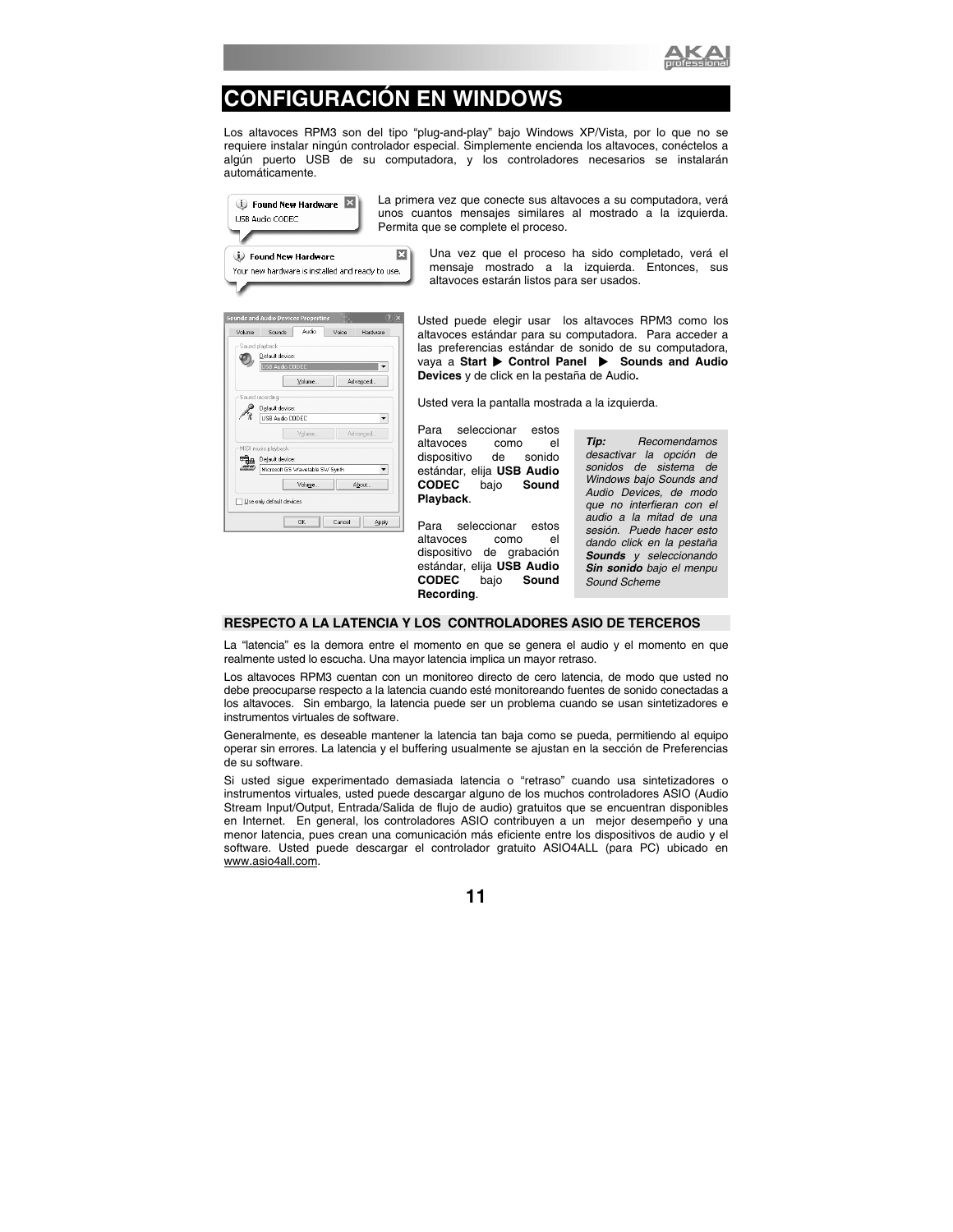# CONFIGURACIÓN EN WINDOWS

Los altavoces RPM3 son del tipo "plug-and-play" bajo Windows XP/Vista, por lo que no se requiere instalar ningún controlador especial. Simplemente encienda los altavoces, conéctelos a algún puerto USB de su computadora, y los controladores necesarios se instalarán automáticamente.

La primera vez que conecte sus altavoces a su computadora, verá unos cuantos mensajes similares al mostrado a la izquierda. Permita que se complete el proceso.

Una vez que el proceso ha sido completado, verá el mensaje mostrado a la izquierda. Entonces, sus altavoces estarán listos para ser usados.

Usted puede elegir usar los altavoces RPM3 como los altavoces estándar para su computadora. Para acceder a las preferencias estándar de sonido de su computadora, vaya a **Start ▶ Control Panel ▶ Sounds and Audio Devices** y de click en la pestaña de Audio**.**

Usted vera la pantalla mostrada a la izquierda.

Para seleccionar estos altavoces como el dispositivo de sonido estándar, elija **USB Audio CODEC** bajo **Sound Playback**.

Para seleccionar estos altavoces como el dispositivo de grabación estándar, elija **USB Audio CODEC** bajo **Sound Recording**.

> ***Tip:*** *Recomendamos desactivar la opción de sonidos de sistema de Windows bajo Sounds and Audio Devices, de modo que no interfieran con el audio a la mitad de una sesión. Puede hacer esto dando click en la pestaña **Sounds** y seleccionando **Sin sonido** bajo el menpu Sound Scheme*

## RESPECTO A LA LATENCIA Y LOS CONTROLADORES ASIO DE TERCEROS

La "latencia" es la demora entre el momento en que se genera el audio y el momento en que realmente usted lo escucha. Una mayor latencia implica un mayor retraso.

Los altavoces RPM3 cuentan con un monitoreo directo de cero latencia, de modo que usted no debe preocuparse respecto a la latencia cuando esté monitoreando fuentes de sonido conectadas a los altavoces. Sin embargo, la latencia puede ser un problema cuando se usan sintetizadores e instrumentos virtuales de software.

Generalmente, es deseable mantener la latencia tan baja como se pueda, permitiendo al equipo operar sin errores. La latencia y el buffering usualmente se ajustan en la sección de Preferencias de su software.

Si usted sigue experimentado demasiada latencia o "retraso" cuando usa sintetizadores o instrumentos virtuales, usted puede descargar alguno de los muchos controladores ASIO (Audio Stream Input/Output, Entrada/Salida de flujo de audio) gratuitos que se encuentran disponibles en Internet. En general, los controladores ASIO contribuyen a un mejor desempeño y una menor latencia, pues crean una comunicación más eficiente entre los dispositivos de audio y el software. Usted puede descargar el controlador gratuito ASIO4ALL (para PC) ubicado en www.asio4all.com.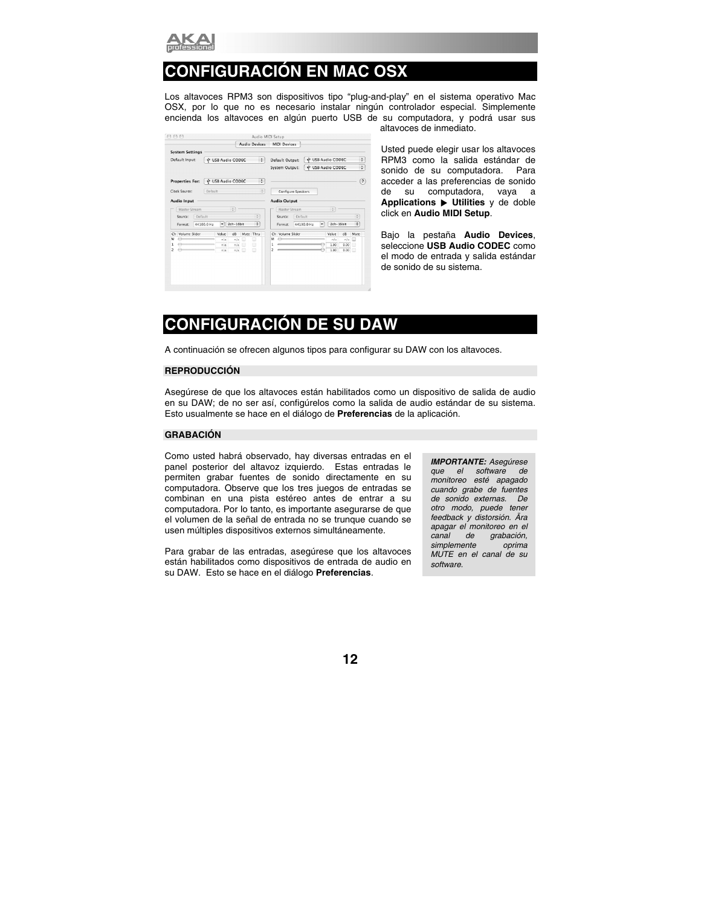# CONFIGURACIÓN EN MAC OSX

Los altavoces RPM3 son dispositivos tipo "plug-and-play" en el sistema operativo Mac OSX, por lo que no es necesario instalar ningún controlador especial. Simplemente encienda los altavoces en algún puerto USB de su computadora, y podrá usar sus altavoces de inmediato.

Usted puede elegir usar los altavoces RPM3 como la salida estándar de sonido de su computadora. Para acceder a las preferencias de sonido de su computadora, vaya a **Applications ▶ Utilities** y de doble click en **Audio MIDI Setup**.

Bajo la pestaña **Audio Devices**, seleccione **USB Audio CODEC** como el modo de entrada y salida estándar de sonido de su sistema.

# CONFIGURACIÓN DE SU DAW

A continuación se ofrecen algunos tipos para configurar su DAW con los altavoces.

## REPRODUCCIÓN

Asegúrese de que los altavoces están habilitados como un dispositivo de salida de audio en su DAW; de no ser así, configúrelos como la salida de audio estándar de su sistema. Esto usualmente se hace en el diálogo de **Preferencias** de la aplicación.

## GRABACIÓN

Como usted habrá observado, hay diversas entradas en el panel posterior del altavoz izquierdo. Estas entradas le permiten grabar fuentes de sonido directamente en su computadora. Observe que los tres juegos de entradas se combinan en una pista estéreo antes de entrar a su computadora. Por lo tanto, es importante asegurarse de que el volumen de la señal de entrada no se trunque cuando se usen múltiples dispositivos externos simultáneamente.

Para grabar de las entradas, asegúrese que los altavoces están habilitados como dispositivos de entrada de audio en su DAW. Esto se hace en el diálogo **Preferencias**.

> ***IMPORTANTE:*** *Asegúrese que el software de monitoreo esté apagado cuando grabe de fuentes de sonido externas. De otro modo, puede tener feedback y distorsión. Ãra apagar el monitoreo en el canal de grabación, simplemente oprima MUTE en el canal de su software.*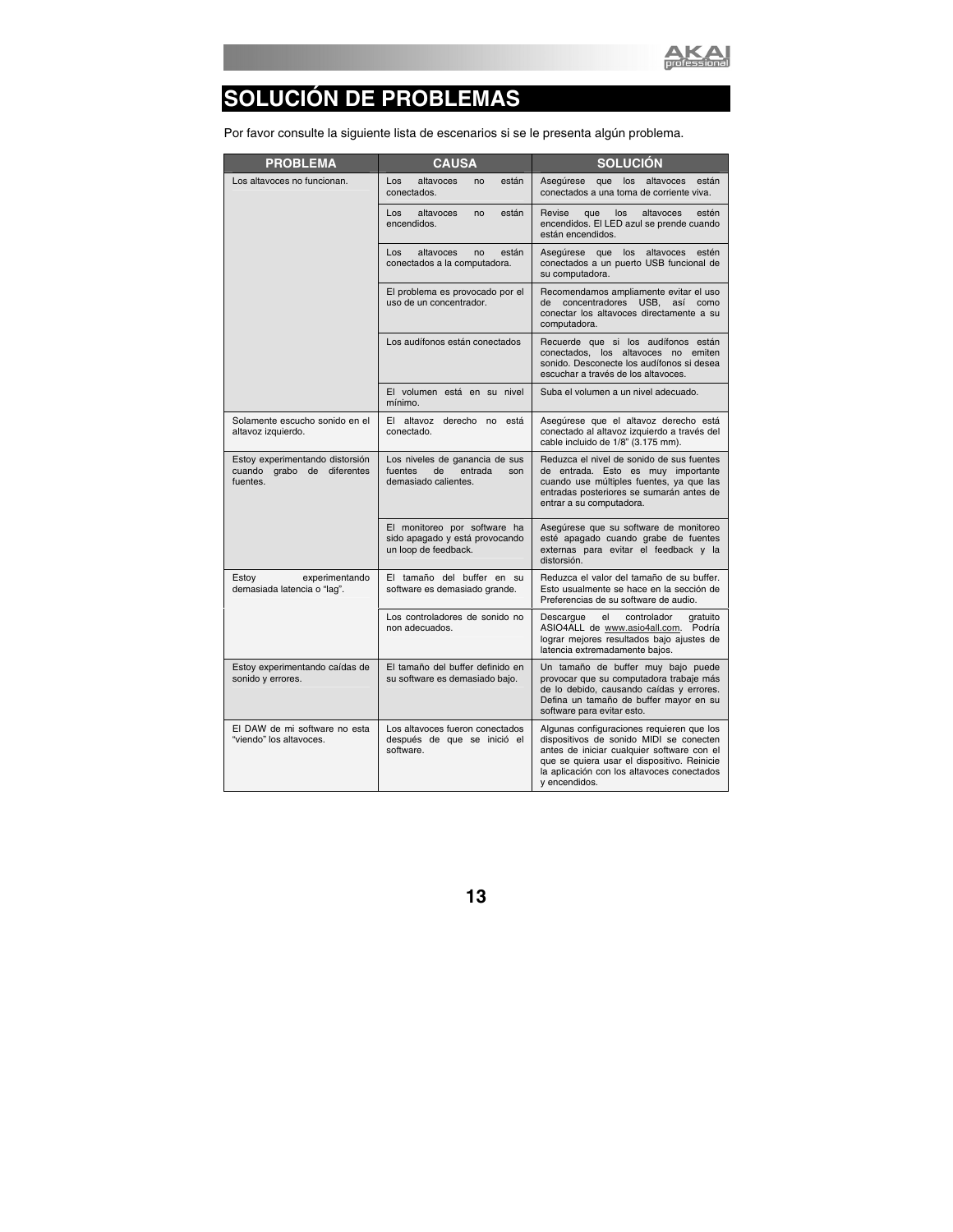# SOLUCIÓN DE PROBLEMAS

Por favor consulte la siguiente lista de escenarios si se le presenta algún problema.

| PROBLEMA | CAUSA | SOLUCIÓN |
|---|---|---|
| Los altavoces no funcionan. | Los altavoces no están conectados. | Asegúrese que los altavoces estén conectados a una toma de corriente viva. |
| | Los altavoces no están encendidos. | Revise que los altavoces estén encendidos. El LED azul se prende cuando están encendidos. |
| | Los altavoces no están conectados a la computadora. | Asegúrese que los altavoces estén conectados a un puerto USB funcional de su computadora. |
| | El problema es provocado por el uso de un concentrador. | Recomendamos ampliamente evitar el uso de concentradores USB, así como conectar los altavoces directamente a su computadora. |
| | Los audífonos están conectados | Recuerde que si los audífonos están conectados, los altavoces no emiten sonido. Desconecte los audífonos si desea escuchar a través de los altavoces. |
| | El volumen está en su nivel mínimo. | Suba el volumen a un nivel adecuado. |
| Solamente escucho sonido en el altavoz izquierdo. | El altavoz derecho no está conectado. | Asegúrese que el altavoz derecho está conectado al altavoz izquierdo a través del cable incluido de 1/8" (3.175 mm). |
| Estoy experimentando distorsión cuando grabo de diferentes fuentes. | Los niveles de ganancia de sus fuentes de entrada son demasiado calientes. | Reduzca el nivel de sonido de sus fuentes de entrada. Esto es muy importante cuando use múltiples fuentes, ya que las entradas posteriores se sumarán antes de entrar a su computadora. |
| | El monitoreo por software ha sido apagado y está provocando un loop de feedback. | Asegúrese que su software de monitoreo esté apagado cuando grabe de fuentes externas para evitar el feedback y la distorsión. |
| Estoy experimentando demasiada latencia o "lag". | El tamaño del buffer en su software es demasiado grande. | Reduzca el valor del tamaño de su buffer. Esto usualmente se hace en la sección de Preferencias de su software de audio. |
| | Los controladores de sonido no non adecuados. | Descargue el controlador gratuito ASIO4ALL de www.asio4all.com. Podría lograr mejores resultados bajo ajustes de latencia extremadamente bajos. |
| Estoy experimentando caídas de sonido y errores. | El tamaño del buffer definido en su software es demasiado bajo. | Un tamaño de buffer muy bajo puede provocar que su computadora trabaje más de lo debido, causando caídas y errores. Defina un tamaño de buffer mayor en su software para evitar esto. |
| El DAW de mi software no esta "viendo" los altavoces. | Los altavoces fueron conectados después de que se inició el software. | Algunas configuraciones requieren que los dispositivos de sonido MIDI se conecten antes de iniciar cualquier software con el que se quiera usar el dispositivo. Reinicie la aplicación con los altavoces conectados y encendidos. |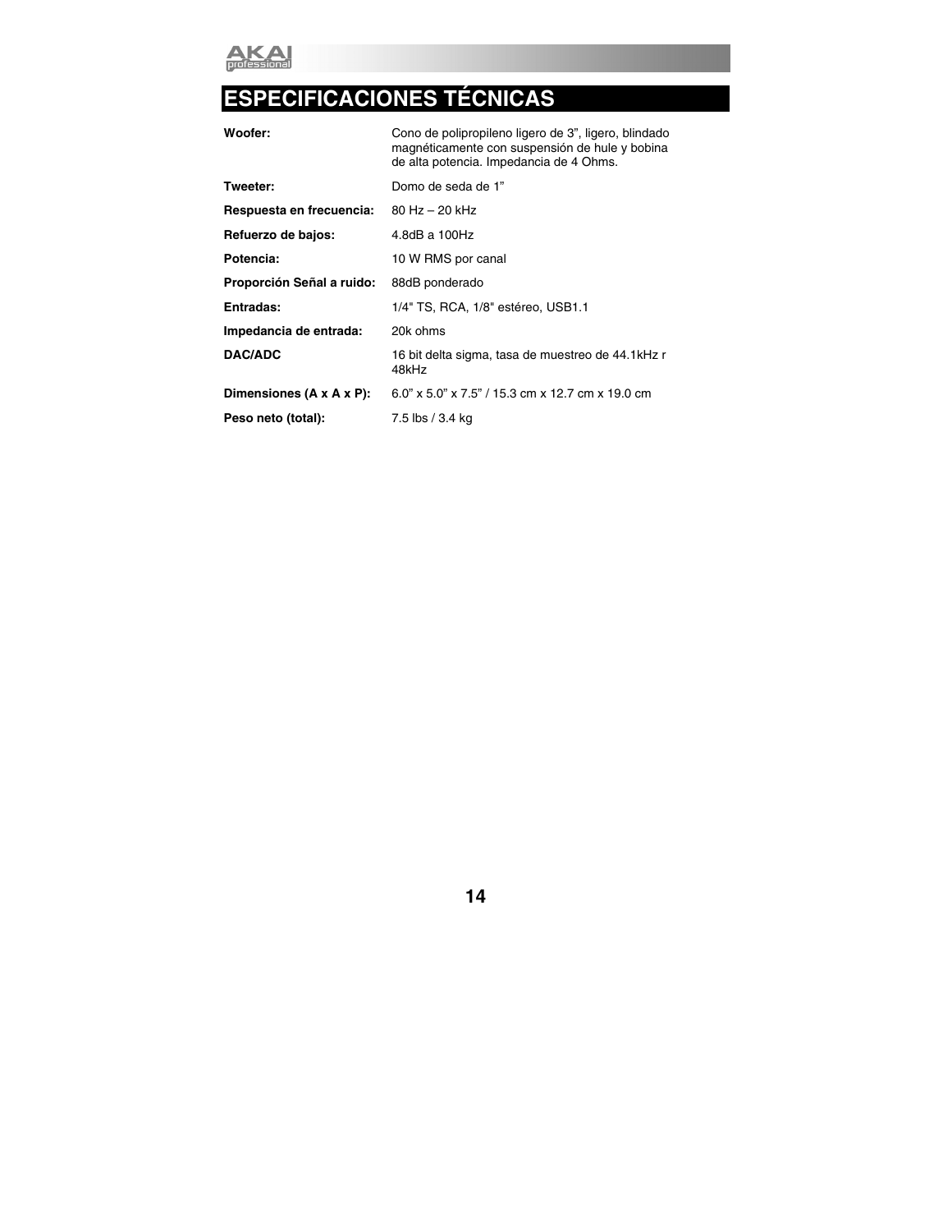# ESPECIFICACIONES TÉCNICAS

| | |
|---|---|
| **Woofer:** | Cono de polipropileno ligero de 3", ligero, blindado magnéticamente con suspensión de hule y bobina de alta potencia. Impedancia de 4 Ohms. |
| **Tweeter:** | Domo de seda de 1" |
| **Respuesta en frecuencia:** | 80 Hz – 20 kHz |
| **Refuerzo de bajos:** | 4.8dB a 100Hz |
| **Potencia:** | 10 W RMS por canal |
| **Proporción Señal a ruido:** | 88dB ponderado |
| **Entradas:** | 1/4" TS, RCA, 1/8" estéreo, USB1.1 |
| **Impedancia de entrada:** | 20k ohms |
| **DAC/ADC** | 16 bit delta sigma, tasa de muestreo de 44.1kHz r 48kHz |
| **Dimensiones (A x A x P):** | 6.0" x 5.0" x 7.5" / 15.3 cm x 12.7 cm x 19.0 cm |
| **Peso neto (total):** | 7.5 lbs / 3.4 kg |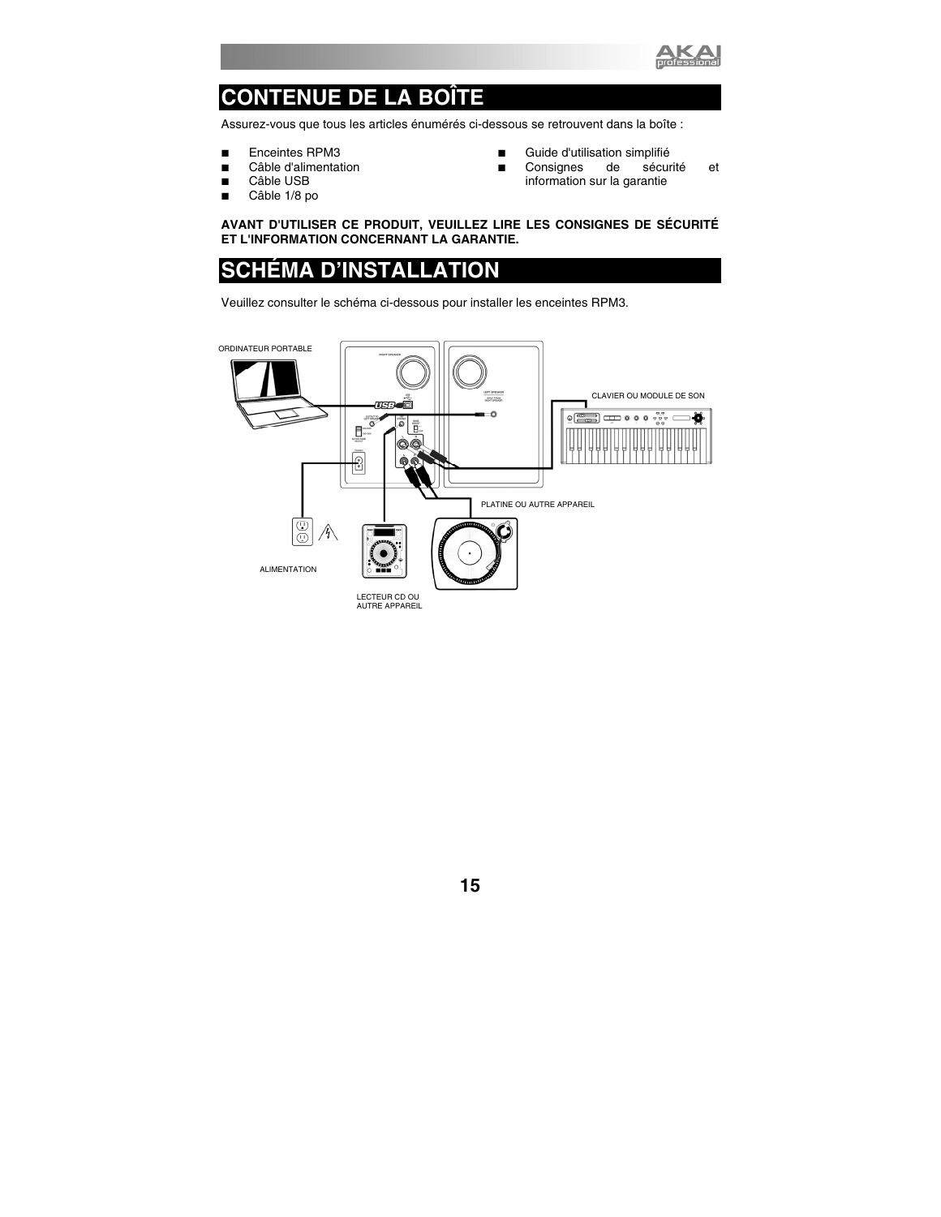# CONTENUE DE LA BOÎTE

Assurez-vous que tous les articles énumérés ci-dessous se retrouvent dans la boîte :

- Enceintes RPM3
- Câble d'alimentation
- Câble USB
- Câble 1/8 po
- Guide d'utilisation simplifié
- Consignes de sécurité et information sur la garantie

**AVANT D'UTILISER CE PRODUIT, VEUILLEZ LIRE LES CONSIGNES DE SÉCURITÉ ET L'INFORMATION CONCERNANT LA GARANTIE.**

# SCHÉMA D'INSTALLATION

Veuillez consulter le schéma ci-dessous pour installer les enceintes RPM3.

ORDINATEUR PORTABLE

CLAVIER OU MODULE DE SON

PLATINE OU AUTRE APPAREIL

ALIMENTATION

LECTEUR CD OU AUTRE APPAREIL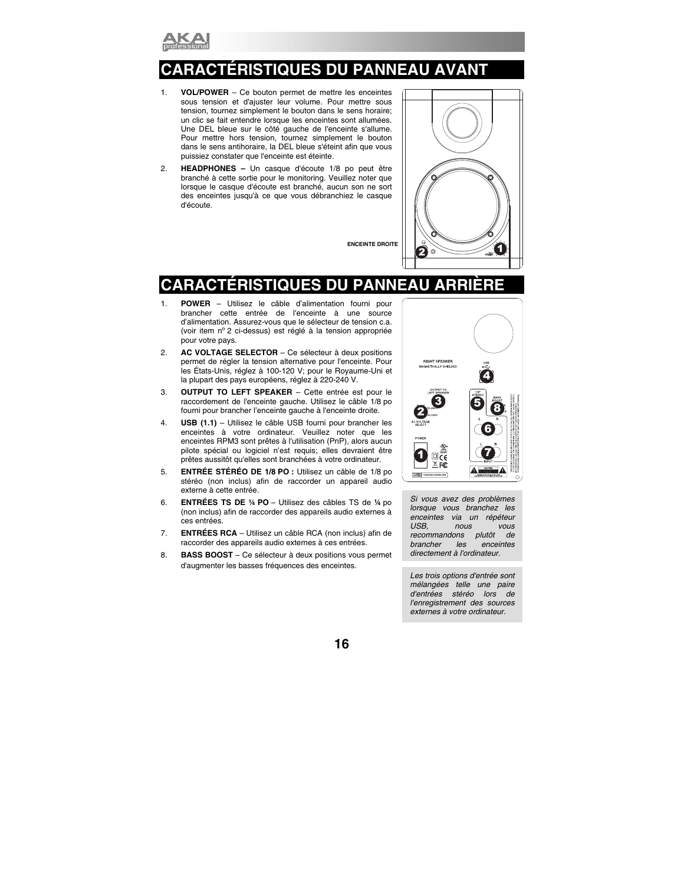# CARACTÉRISTIQUES DU PANNEAU AVANT

1. **VOL/POWER** – Ce bouton permet de mettre les enceintes sous tension et d'ajuster leur volume. Pour mettre sous tension, tournez simplement le bouton dans le sens horaire; un clic se fait entendre lorsque les enceintes sont allumées. Une DEL bleue sur le côté gauche de l'enceinte s'allume. Pour mettre hors tension, tournez simplement le bouton dans le sens antihoraire, la DEL bleue s'éteint afin que vous puissiez constater que l'enceinte est éteinte.
2. **HEADPHONES –** Un casque d'écoute 1/8 po peut être branché à cette sortie pour le monitoring. Veuillez noter que lorsque le casque d'écoute est branché, aucun son ne sort des enceintes jusqu'à ce que vous débranchiez le casque d'écoute.

**ENCEINTE DROITE**

# CARACTÉRISTIQUES DU PANNEAU ARRIÈRE

1. **POWER** – Utilisez le câble d'alimentation fourni pour brancher cette entrée de l'enceinte à une source d'alimentation. Assurez-vous que le sélecteur de tension c.a. (voir item nº 2 ci-dessus) est réglé à la tension appropriée pour votre pays.
2. **AC VOLTAGE SELECTOR** – Ce sélecteur à deux positions permet de régler la tension alternative pour l'enceinte. Pour les États-Unis, réglez à 100-120 V; pour le Royaume-Uni et la plupart des pays européens, réglez à 220-240 V.
3. **OUTPUT TO LEFT SPEAKER** – Cette entrée est pour le raccordement de l'enceinte gauche. Utilisez le câble 1/8 po fourni pour brancher l'enceinte gauche à l'enceinte droite.
4. **USB (1.1)** – Utilisez le câble USB fourni pour brancher les enceintes à votre ordinateur. Veuillez noter que les enceintes RPM3 sont prêtes à l'utilisation (PnP), alors aucun pilote spécial ou logiciel n'est requis; elles devraient être prêtes aussitôt qu'elles sont branchées à votre ordinateur.
5. **ENTRÉE STÉRÉO DE 1/8 PO :** Utilisez un câble de 1/8 po stéréo (non inclus) afin de raccorder un appareil audio externe à cette entrée.
6. **ENTRÉES TS DE ¼ PO** – Utilisez des câbles TS de ¼ po (non inclus) afin de raccorder des appareils audio externes à ces entrées.
7. **ENTRÉES RCA** – Utilisez un câble RCA (non inclus) afin de raccorder des appareils audio externes à ces entrées.
8. **BASS BOOST** – Ce sélecteur à deux positions vous permet d'augmenter les basses fréquences des enceintes.

*Si vous avez des problèmes lorsque vous branchez les enceintes via un répéteur USB, nous vous recommandons plutôt de brancher les enceintes directement à l'ordinateur.*

*Les trois options d'entrée sont mélangées telle une paire d'entrées stéréo lors de l'enregistrement des sources externes à votre ordinateur.*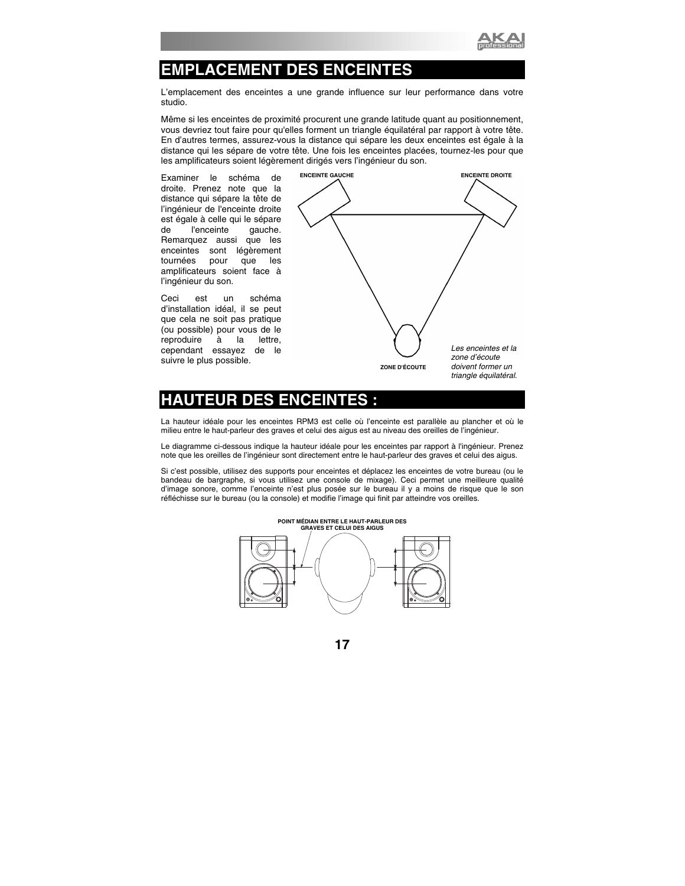# EMPLACEMENT DES ENCEINTES

L'emplacement des enceintes a une grande influence sur leur performance dans votre studio.

Même si les enceintes de proximité procurent une grande latitude quant au positionnement, vous devriez tout faire pour qu'elles forment un triangle équilatéral par rapport à votre tête. En d'autres termes, assurez-vous la distance qui sépare les deux enceintes est égale à la distance qui les sépare de votre tête. Une fois les enceintes placées, tournez-les pour que les amplificateurs soient légèrement dirigés vers l'ingénieur du son.

Examiner le schéma de droite. Prenez note que la distance qui sépare la tête de l'ingénieur de l'enceinte droite est égale à celle qui le sépare de l'enceinte gauche. Remarquez aussi que les enceintes sont légèrement tournées pour que les amplificateurs soient face à l'ingénieur du son.

Ceci est un schéma d'installation idéal, il se peut que cela ne soit pas pratique (ou possible) pour vous de le reproduire à la lettre, cependant essayez de le suivre le plus possible.

ENCEINTE GAUCHE

ENCEINTE DROITE

ZONE D'ÉCOUTE

*Les enceintes et la zone d'écoute doivent former un triangle équilatéral.*

# HAUTEUR DES ENCEINTES :

La hauteur idéale pour les enceintes RPM3 est celle où l'enceinte est parallèle au plancher et où le milieu entre le haut-parleur des graves et celui des aigus est au niveau des oreilles de l'ingénieur.

Le diagramme ci-dessous indique la hauteur idéale pour les enceintes par rapport à l'ingénieur. Prenez note que les oreilles de l'ingénieur sont directement entre le haut-parleur des graves et celui des aigus.

Si c'est possible, utilisez des supports pour enceintes et déplacez les enceintes de votre bureau (ou le bandeau de bargraphe, si vous utilisez une console de mixage). Ceci permet une meilleure qualité d'image sonore, comme l'enceinte n'est plus posée sur le bureau il y a moins de risque que le son réfléchisse sur le bureau (ou la console) et modifie l'image qui finit par atteindre vos oreilles.

POINT MÉDIAN ENTRE LE HAUT-PARLEUR DES GRAVES ET CELUI DES AIGUS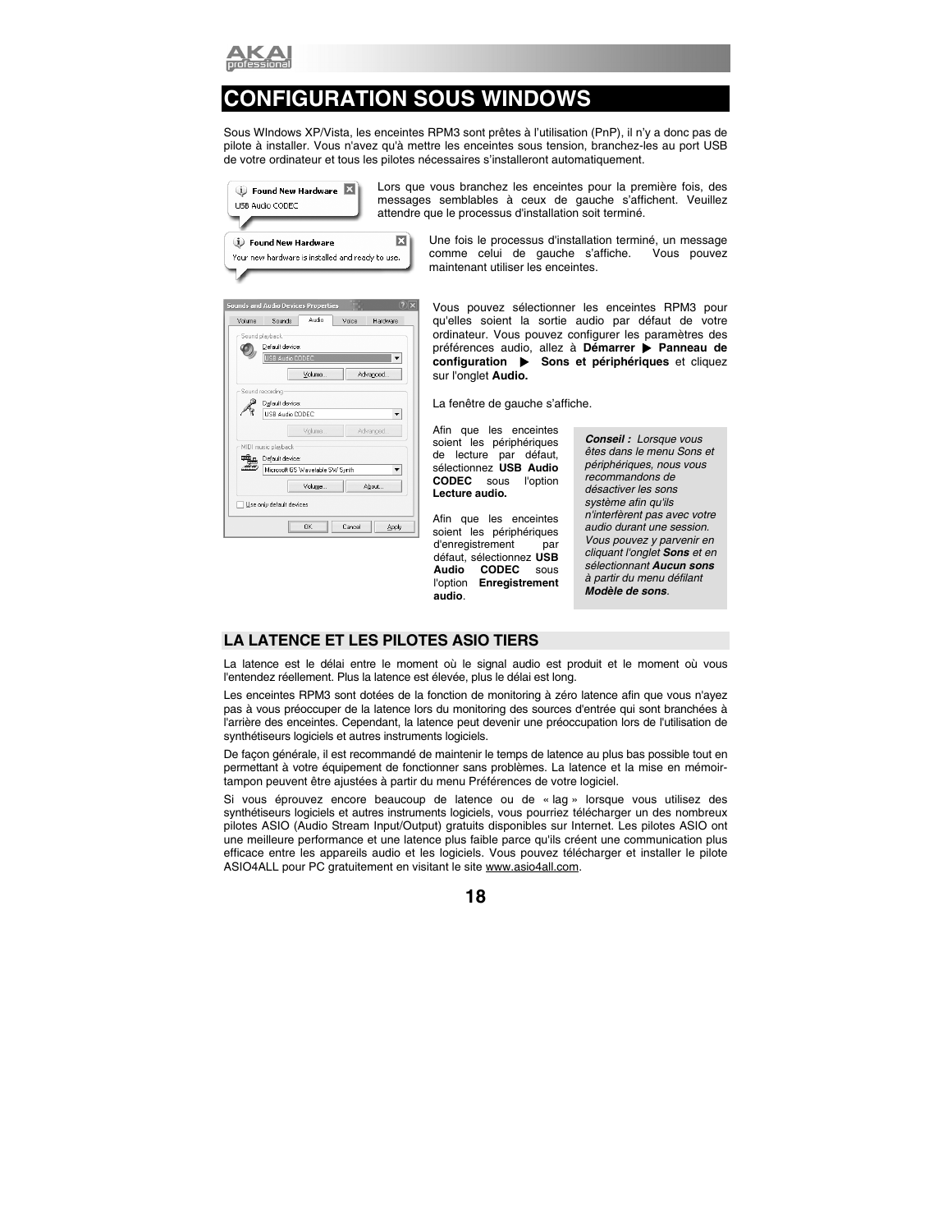# CONFIGURATION SOUS WINDOWS

Sous WIndows XP/Vista, les enceintes RPM3 sont prêtes à l'utilisation (PnP), il n'y a donc pas de pilote à installer. Vous n'avez qu'à mettre les enceintes sous tension, branchez-les au port USB de votre ordinateur et tous les pilotes nécessaires s'installeront automatiquement.

Lors que vous branchez les enceintes pour la première fois, des messages semblables à ceux de gauche s'affichent. Veuillez attendre que le processus d'installation soit terminé.

Une fois le processus d'installation terminé, un message comme celui de gauche s'affiche. Vous pouvez maintenant utiliser les enceintes.

Vous pouvez sélectionner les enceintes RPM3 pour qu'elles soient la sortie audio par défaut de votre ordinateur. Vous pouvez configurer les paramètres des préférences audio, allez à **Démarrer ▶ Panneau de configuration ▶ Sons et périphériques** et cliquez sur l'onglet **Audio.**

La fenêtre de gauche s'affiche.

Afin que les enceintes soient les périphériques de lecture par défaut, sélectionnez **USB Audio CODEC** sous l'option **Lecture audio.**

Afin que les enceintes soient les périphériques d'enregistrement par défaut, sélectionnez **USB Audio CODEC** sous l'option **Enregistrement audio**.

***Conseil :*** *Lorsque vous êtes dans le menu Sons et périphériques, nous vous recommandons de désactiver les sons système afin qu'ils n'interfèrent pas avec votre audio durant une session. Vous pouvez y parvenir en cliquant l'onglet* ***Sons*** *et en sélectionnant* ***Aucun sons*** *à partir du menu défilant* ***Modèle de sons****.*

## LA LATENCE ET LES PILOTES ASIO TIERS

La latence est le délai entre le moment où le signal audio est produit et le moment où vous l'entendez réellement. Plus la latence est élevée, plus le délai est long.

Les enceintes RPM3 sont dotées de la fonction de monitoring à zéro latence afin que vous n'ayez pas à vous préoccuper de la latence lors du monitoring des sources d'entrée qui sont branchées à l'arrière des enceintes. Cependant, la latence peut devenir une préoccupation lors de l'utilisation de synthétiseurs logiciels et autres instruments logiciels.

De façon générale, il est recommandé de maintenir le temps de latence au plus bas possible tout en permettant à votre équipement de fonctionner sans problèmes. La latence et la mise en mémoir-tampon peuvent être ajustées à partir du menu Préférences de votre logiciel.

Si vous éprouvez encore beaucoup de latence ou de « lag » lorsque vous utilisez des synthétiseurs logiciels et autres instruments logiciels, vous pourriez télécharger un des nombreux pilotes ASIO (Audio Stream Input/Output) gratuits disponibles sur Internet. Les pilotes ASIO ont une meilleure performance et une latence plus faible parce qu'ils créent une communication plus efficace entre les appareils audio et les logiciels. Vous pouvez télécharger et installer le pilote ASIO4ALL pour PC gratuitement en visitant le site www.asio4all.com.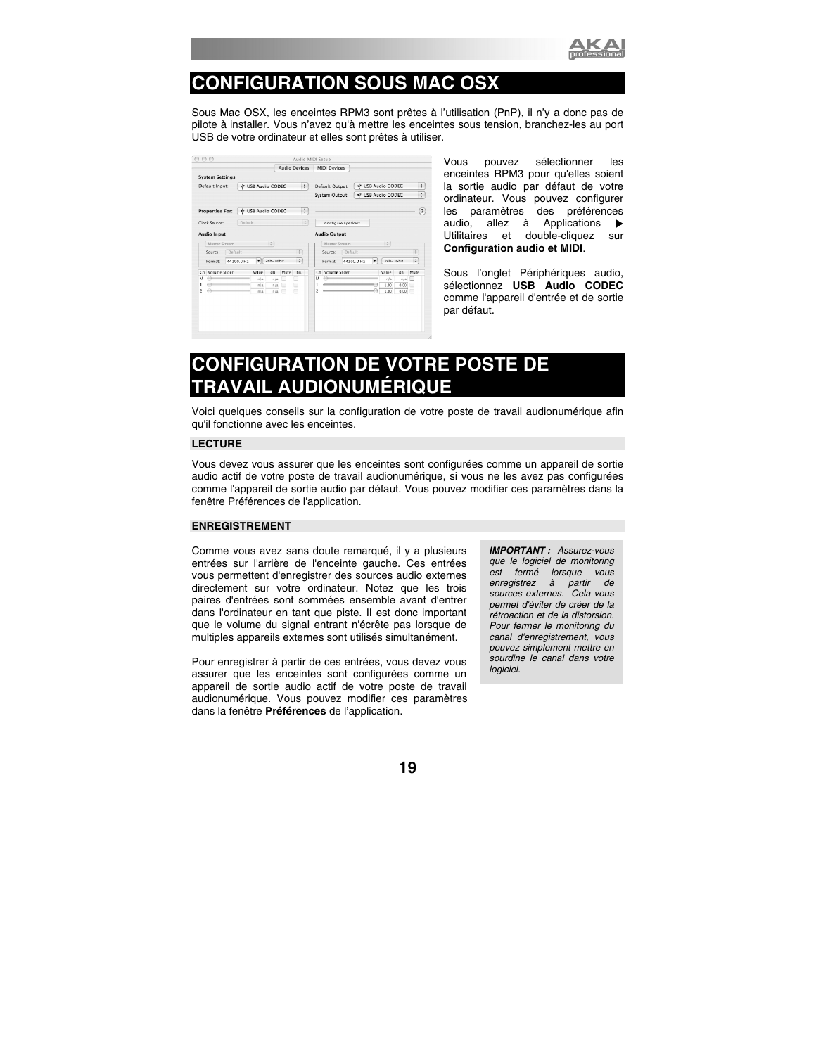## CONFIGURATION SOUS MAC OSX

Sous Mac OSX, les enceintes RPM3 sont prêtes à l'utilisation (PnP), il n'y a donc pas de pilote à installer. Vous n'avez qu'à mettre les enceintes sous tension, branchez-les au port USB de votre ordinateur et elles sont prêtes à utiliser.

Vous pouvez sélectionner les enceintes RPM3 pour qu'elles soient la sortie audio par défaut de votre ordinateur. Vous pouvez configurer les paramètres des préférences audio, allez à Applications ▶ Utilitaires et double-cliquez sur **Configuration audio et MIDI**.

Sous l'onglet Périphériques audio, sélectionnez **USB Audio CODEC** comme l'appareil d'entrée et de sortie par défaut.

## CONFIGURATION DE VOTRE POSTE DE TRAVAIL AUDIONUMÉRIQUE

Voici quelques conseils sur la configuration de votre poste de travail audionumérique afin qu'il fonctionne avec les enceintes.

### LECTURE

Vous devez vous assurer que les enceintes sont configurées comme un appareil de sortie audio actif de votre poste de travail audionumérique, si vous ne les avez pas configurées comme l'appareil de sortie audio par défaut. Vous pouvez modifier ces paramètres dans la fenêtre Préférences de l'application.

### ENREGISTREMENT

Comme vous avez sans doute remarqué, il y a plusieurs entrées sur l'arrière de l'enceinte gauche. Ces entrées vous permettent d'enregistrer des sources audio externes directement sur votre ordinateur. Notez que les trois paires d'entrées sont sommées ensemble avant d'entrer dans l'ordinateur en tant que piste. Il est donc important que le volume du signal entrant n'écrête pas lorsque de multiples appareils externes sont utilisés simultanément.

Pour enregistrer à partir de ces entrées, vous devez vous assurer que les enceintes sont configurées comme un appareil de sortie audio actif de votre poste de travail audionumérique. Vous pouvez modifier ces paramètres dans la fenêtre **Préférences** de l'application.

***IMPORTANT :*** *Assurez-vous que le logiciel de monitoring est fermé lorsque vous enregistrez à partir de sources externes. Cela vous permet d'éviter de créer de la rétroaction et de la distorsion. Pour fermer le monitoring du canal d'enregistrement, vous pouvez simplement mettre en sourdine le canal dans votre logiciel.*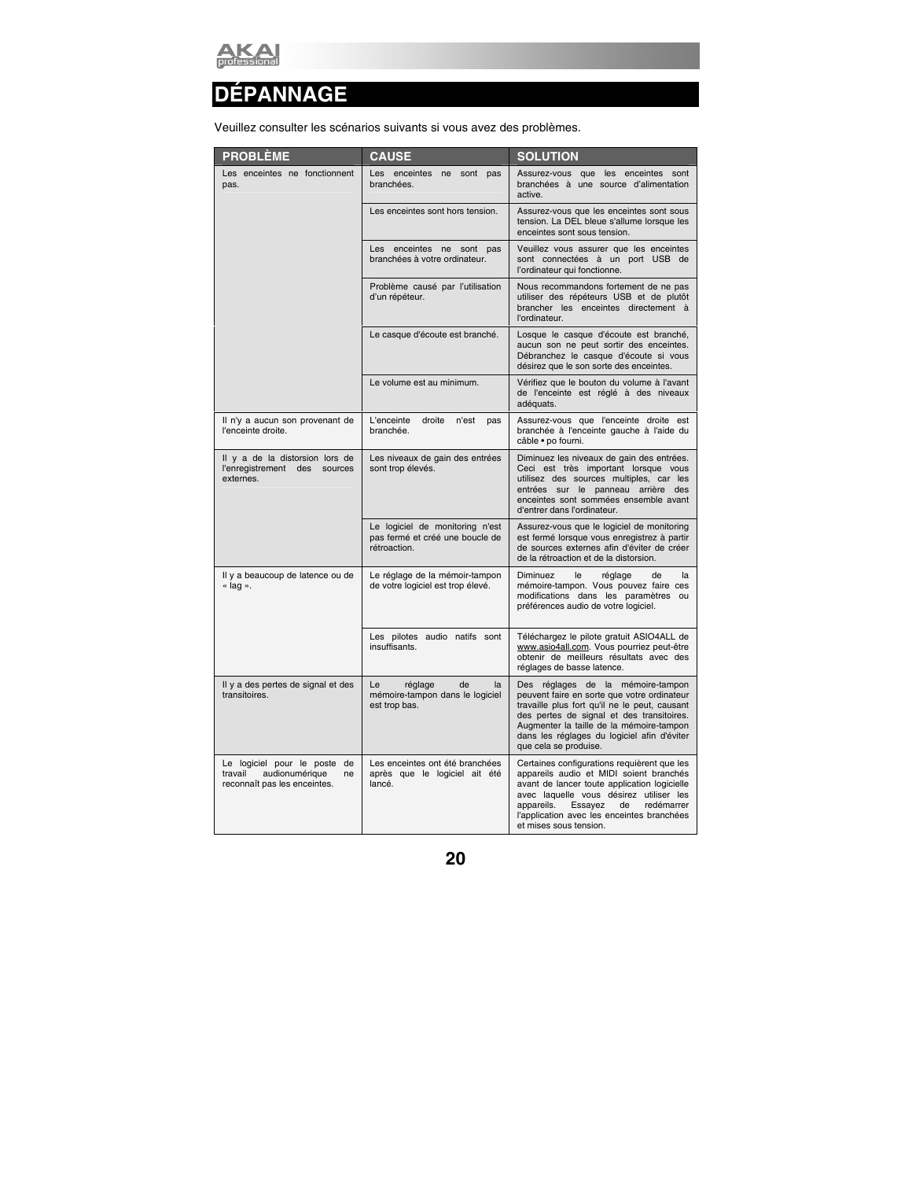# DÉPANNAGE

Veuillez consulter les scénarios suivants si vous avez des problèmes.

| PROBLÈME | CAUSE | SOLUTION |
|---|---|---|
| Les enceintes ne fonctionnent pas. | Les enceintes ne sont pas branchées. | Assurez-vous que les enceintes sont branchées à une source d'alimentation active. |
| | Les enceintes sont hors tension. | Assurez-vous que les enceintes sont sous tension. La DEL bleue s'allume lorsque les enceintes sont sous tension. |
| | Les enceintes ne sont pas branchées à votre ordinateur. | Veuillez vous assurer que les enceintes sont connectées à un port USB de l'ordinateur qui fonctionne. |
| | Problème causé par l'utilisation d'un répéteur. | Nous recommandons fortement de ne pas utiliser des répéteurs USB et de plutôt brancher les enceintes directement à l'ordinateur. |
| | Le casque d'écoute est branché. | Losque le casque d'écoute est branché, aucun son ne peut sortir des enceintes. Débranchez le casque d'écoute si vous désirez que le son sorte des enceintes. |
| | Le volume est au minimum. | Vérifiez que le bouton du volume à l'avant de l'enceinte est réglé à des niveaux adéquats. |
| Il n'y a aucun son provenant de l'enceinte droite. | L'enceinte droite n'est pas branchée. | Assurez-vous que l'enceinte droite est branchée à l'enceinte gauche à l'aide du câble • po fourni. |
| Il y a de la distorsion lors de l'enregistrement des sources externes. | Les niveaux de gain des entrées sont trop élevés. | Diminuez les niveaux de gain des entrées. Ceci est très important lorsque vous utilisez des sources multiples, car les entrées sur le panneau arrière des enceintes sont sommées ensemble avant d'entrer dans l'ordinateur. |
| | Le logiciel de monitoring n'est pas fermé et créé une boucle de rétroaction. | Assurez-vous que le logiciel de monitoring est fermé lorsque vous enregistrez à partir de sources externes afin d'éviter de créer de la rétroaction et de la distorsion. |
| Il y a beaucoup de latence ou de « lag ». | Le réglage de la mémoir-tampon de votre logiciel est trop élevé. | Diminuez le réglage de la mémoire-tampon. Vous pouvez faire ces modifications dans les paramètres ou préférences audio de votre logiciel. |
| | Les pilotes audio natifs sont insuffisants. | Téléchargez le pilote gratuit ASIO4ALL de www.asio4all.com. Vous pourriez peut-être obtenir de meilleurs résultats avec des réglages de basse latence. |
| Il y a des pertes de signal et des transitoires. | Le réglage de la mémoire-tampon dans le logiciel est trop bas. | Des réglages de la mémoire-tampon peuvent faire en sorte que votre ordinateur travaille plus fort qu'il ne le peut, causant des pertes de signal et des transitoires. Augmenter la taille de la mémoire-tampon dans les réglages du logiciel afin d'éviter que cela se produise. |
| Le logiciel pour le poste de travail audionumérique ne reconnaît pas les enceintes. | Les enceintes ont été branchées après que le logiciel ait été lancé. | Certaines configurations requièrent que les appareils audio et MIDI soient branchés avant de lancer toute application logicielle avec laquelle vous désirez utiliser les appareils. Essayez de redémarrer l'application avec les enceintes branchées et mises sous tension. |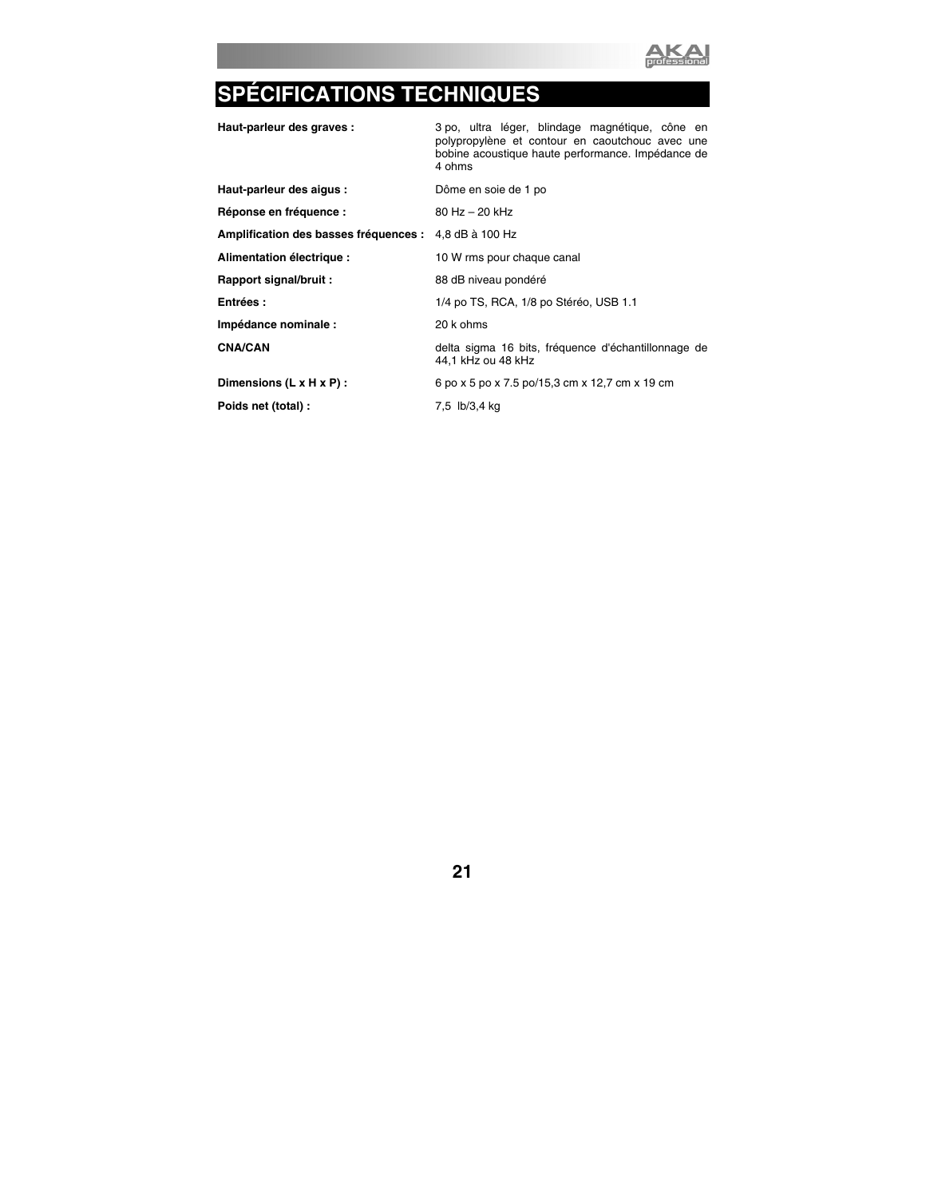# SPÉCIFICATIONS TECHNIQUES

| | |
|---|---|
| **Haut-parleur des graves :** | 3 po, ultra léger, blindage magnétique, cône en polypropylène et contour en caoutchouc avec une bobine acoustique haute performance. Impédance de 4 ohms |
| **Haut-parleur des aigus :** | Dôme en soie de 1 po |
| **Réponse en fréquence :** | 80 Hz – 20 kHz |
| **Amplification des basses fréquences :** | 4,8 dB à 100 Hz |
| **Alimentation électrique :** | 10 W rms pour chaque canal |
| **Rapport signal/bruit :** | 88 dB niveau pondéré |
| **Entrées :** | 1/4 po TS, RCA, 1/8 po Stéréo, USB 1.1 |
| **Impédance nominale :** | 20 k ohms |
| **CNA/CAN** | delta sigma 16 bits, fréquence d'échantillonnage de 44,1 kHz ou 48 kHz |
| **Dimensions (L x H x P) :** | 6 po x 5 po x 7.5 po/15,3 cm x 12,7 cm x 19 cm |
| **Poids net (total) :** | 7,5 lb/3,4 kg |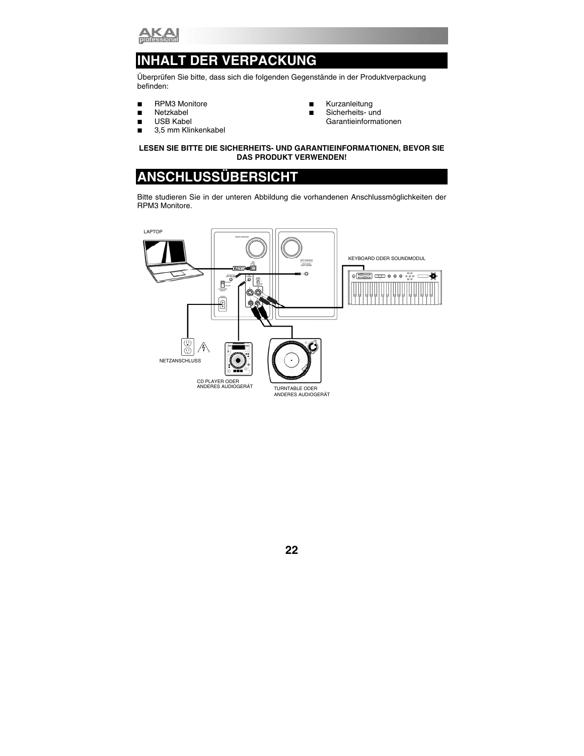## INHALT DER VERPACKUNG

Überprüfen Sie bitte, dass sich die folgenden Gegenstände in der Produktverpackung befinden:

- RPM3 Monitore
- Netzkabel
- USB Kabel
- 3,5 mm Klinkenkabel
- Kurzanleitung
- Sicherheits- und Garantieinformationen

**LESEN SIE BITTE DIE SICHERHEITS- UND GARANTIEINFORMATIONEN, BEVOR SIE DAS PRODUKT VERWENDEN!**

## ANSCHLUSSÜBERSICHT

Bitte studieren Sie in der unteren Abbildung die vorhandenen Anschlussmöglichkeiten der RPM3 Monitore.

LAPTOP

KEYBOARD ODER SOUNDMODUL

NETZANSCHLUSS

CD PLAYER ODER ANDERES AUDIOGERÄT

TURNTABLE ODER ANDERES AUDIOGERÄT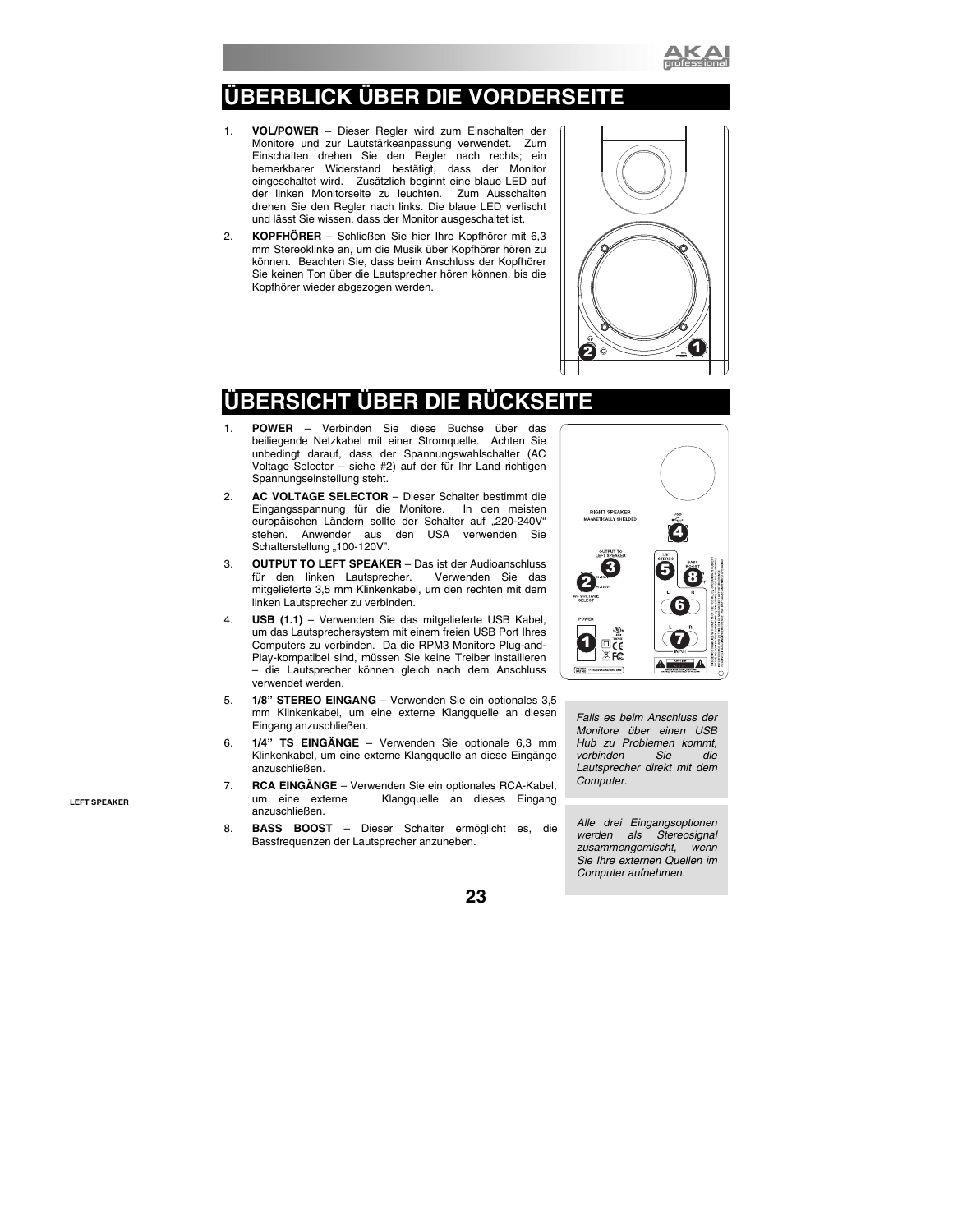# ÜBERBLICK ÜBER DIE VORDERSEITE

1. **VOL/POWER** – Dieser Regler wird zum Einschalten der Monitore und zur Lautstärkeanpassung verwendet. Zum Einschalten drehen Sie den Regler nach rechts; ein bemerkbarer Widerstand bestätigt, dass der Monitor eingeschaltet wird. Zusätzlich beginnt eine blaue LED auf der linken Monitorseite zu leuchten. Zum Ausschalten drehen Sie den Regler nach links. Die blaue LED verlischt und lässt Sie wissen, dass der Monitor ausgeschaltet ist.
2. **KOPFHÖRER** – Schließen Sie hier Ihre Kopfhörer mit 6,3 mm Stereoklinke an, um die Musik über Kopfhörer hören zu können. Beachten Sie, dass beim Anschluss der Kopfhörer Sie keinen Ton über die Lautsprecher hören können, bis die Kopfhörer wieder abgezogen werden.

# ÜBERSICHT ÜBER DIE RÜCKSEITE

1. **POWER** – Verbinden Sie diese Buchse über das beiliegende Netzkabel mit einer Stromquelle. Achten Sie unbedingt darauf, dass der Spannungswahlschalter (AC Voltage Selector – siehe #2) auf der für Ihr Land richtigen Spannungseinstellung steht.
2. **AC VOLTAGE SELECTOR** – Dieser Schalter bestimmt die Eingangsspannung für die Monitore. In den meisten europäischen Ländern sollte der Schalter auf „220-240V“ stehen. Anwender aus den USA verwenden Sie Schalterstellung „100-120V“.
3. **OUTPUT TO LEFT SPEAKER** – Das ist der Audioanschluss für den linken Lautsprecher. Verwenden Sie das mitgelieferte 3,5 mm Klinkenkabel, um den rechten mit dem linken Lautsprecher zu verbinden.
4. **USB (1.1)** – Verwenden Sie das mitgelieferte USB Kabel, um das Lautsprechersystem mit einem freien USB Port Ihres Computers zu verbinden. Da die RPM3 Monitore Plug-and-Play-kompatibel sind, müssen Sie keine Treiber installieren – die Lautsprecher können gleich nach dem Anschluss verwendet werden.
5. **1/8” STEREO EINGANG** – Verwenden Sie ein optionales 3,5 mm Klinkenkabel, um eine externe Klangquelle an diesen Eingang anzuschließen.
6. **1/4” TS EINGÄNGE** – Verwenden Sie optionale 6,3 mm Klinkenkabel, um eine externe Klangquelle an diese Eingänge anzuschließen.
7. **RCA EINGÄNGE** – Verwenden Sie ein optionales RCA-Kabel, um eine externe Klangquelle an dieses Eingang anzuschließen.
8. **BASS BOOST** – Dieser Schalter ermöglicht es, die Bassfrequenzen der Lautsprecher anzuheben.

LEFT SPEAKER

*Falls es beim Anschluss der Monitore über einen USB Hub zu Problemen kommt, verbinden Sie die Lautsprecher direkt mit dem Computer.*

*Alle drei Eingangsoptionen werden als Stereosignal zusammengemischt, wenn Sie Ihre externen Quellen im Computer aufnehmen.*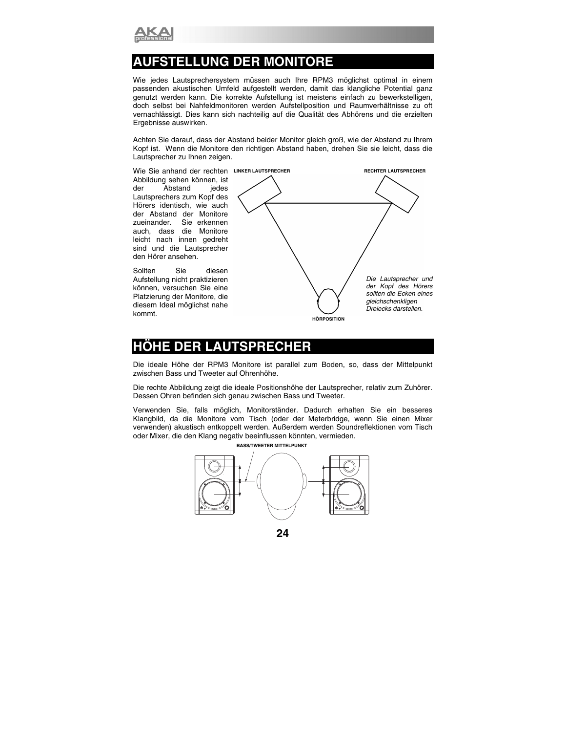# AUFSTELLUNG DER MONITORE

Wie jedes Lautsprechersystem müssen auch Ihre RPM3 möglichst optimal in einem passenden akustischen Umfeld aufgestellt werden, damit das klangliche Potential ganz genutzt werden kann. Die korrekte Aufstellung ist meistens einfach zu bewerkstelligen, doch selbst bei Nahfeldmonitoren werden Aufstellposition und Raumverhältnisse zu oft vernachlässigt. Dies kann sich nachteilig auf die Qualität des Abhörens und die erzielten Ergebnisse auswirken.

Achten Sie darauf, dass der Abstand beider Monitor gleich groß, wie der Abstand zu Ihrem Kopf ist. Wenn die Monitore den richtigen Abstand haben, drehen Sie sie leicht, dass die Lautsprecher zu Ihnen zeigen.

Wie Sie anhand der rechten Abbildung sehen können, ist der Abstand jedes Lautsprechers zum Kopf des Hörers identisch, wie auch der Abstand der Monitore zueinander. Sie erkennen auch, dass die Monitore leicht nach innen gedreht sind und die Lautsprecher den Hörer ansehen.

Sollten Sie diesen Aufstellung nicht praktizieren können, versuchen Sie eine Platzierung der Monitore, die diesem Ideal möglichst nahe kommt.

LINKER LAUTSPRECHER

RECHTER LAUTSPRECHER

HÖRPOSITION

*Die Lautsprecher und der Kopf des Hörers sollten die Ecken eines gleichschenkligen Dreiecks darstellen.*

# HÖHE DER LAUTSPRECHER

Die ideale Höhe der RPM3 Monitore ist parallel zum Boden, so, dass der Mittelpunkt zwischen Bass und Tweeter auf Ohrenhöhe.

Die rechte Abbildung zeigt die ideale Positionshöhe der Lautsprecher, relativ zum Zuhörer. Dessen Ohren befinden sich genau zwischen Bass und Tweeter.

Verwenden Sie, falls möglich, Monitorständer. Dadurch erhalten Sie ein besseres Klangbild, da die Monitore vom Tisch (oder der Meterbridge, wenn Sie einen Mixer verwenden) akustisch entkoppelt werden. Außerdem werden Soundreflektionen vom Tisch oder Mixer, die den Klang negativ beeinflussen könnten, vermieden.

BASS/TWEETER MITTELPUNKT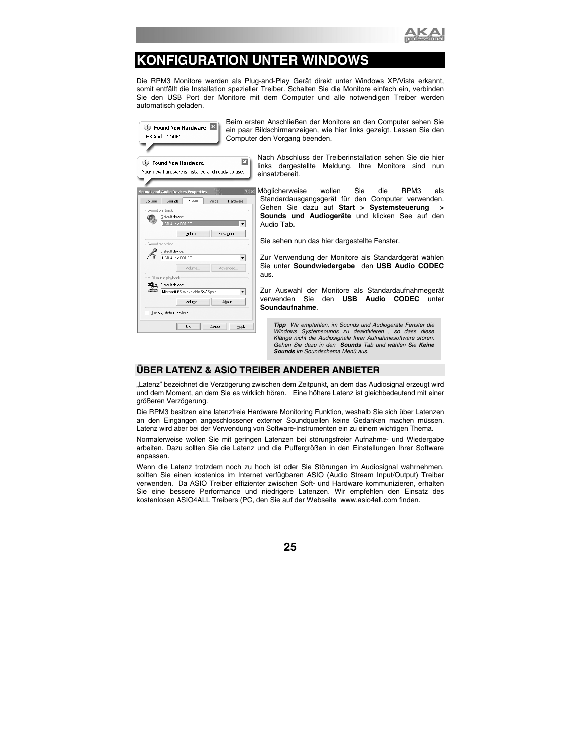# KONFIGURATION UNTER WINDOWS

Die RPM3 Monitore werden als Plug-and-Play Gerät direkt unter Windows XP/Vista erkannt, somit entfällt die Installation spezieller Treiber. Schalten Sie die Monitore einfach ein, verbinden Sie den USB Port der Monitore mit dem Computer und alle notwendigen Treiber werden automatisch geladen.

Beim ersten Anschließen der Monitore an den Computer sehen Sie ein paar Bildschirmanzeigen, wie hier links gezeigt. Lassen Sie den Computer den Vorgang beenden.

Nach Abschluss der Treiberinstallation sehen Sie die hier links dargestellte Meldung. Ihre Monitore sind nun einsatzbereit.

Möglicherweise wollen Sie die RPM3 als Standardausgangsgerät für den Computer verwenden. Gehen Sie dazu auf **Start > Systemsteuerung > Sounds und Audiogeräte** und klicken See auf den Audio Tab**.**

Sie sehen nun das hier dargestellte Fenster.

Zur Verwendung der Monitore als Standardgerät wählen Sie unter **Soundwiedergabe** den **USB Audio CODEC** aus.

Zur Auswahl der Monitore als Standardaufnahmegerät verwenden Sie den **USB Audio CODEC** unter **Soundaufnahme**.

> ***Tipp*** *Wir empfehlen, im Sounds und Audiogeräte Fenster die Windows Systemsounds zu deaktivieren , so dass diese Klänge nicht die Audiosignale Ihrer Aufnahmesoftware stören. Gehen Sie dazu in den* ***Sounds*** *Tab und wählen Sie* ***Keine Sounds*** *im Soundschema Menü aus.*

## ÜBER LATENZ & ASIO TREIBER ANDERER ANBIETER

„Latenz" bezeichnet die Verzögerung zwischen dem Zeitpunkt, an dem das Audiosignal erzeugt wird und dem Moment, an dem Sie es wirklich hören. Eine höhere Latenz ist gleichbedeutend mit einer größeren Verzögerung.

Die RPM3 besitzen eine latenzfreie Hardware Monitoring Funktion, weshalb Sie sich über Latenzen an den Eingängen angeschlossener externer Soundquellen keine Gedanken machen müssen. Latenz wird aber bei der Verwendung von Software-Instrumenten ein zu einem wichtigen Thema.

Normalerweise wollen Sie mit geringen Latenzen bei störungsfreier Aufnahme- und Wiedergabe arbeiten. Dazu sollten Sie die Latenz und die Puffergrößen in den Einstellungen Ihrer Software anpassen.

Wenn die Latenz trotzdem noch zu hoch ist oder Sie Störungen im Audiosignal wahrnehmen, sollten Sie einen kostenlos im Internet verfügbaren ASIO (Audio Stream Input/Output) Treiber verwenden. Da ASIO Treiber effizienter zwischen Soft- und Hardware kommunizieren, erhalten Sie eine bessere Performance und niedrigere Latenzen. Wir empfehlen den Einsatz des kostenlosen ASIO4ALL Treibers (PC, den Sie auf der Webseite www.asio4all.com finden.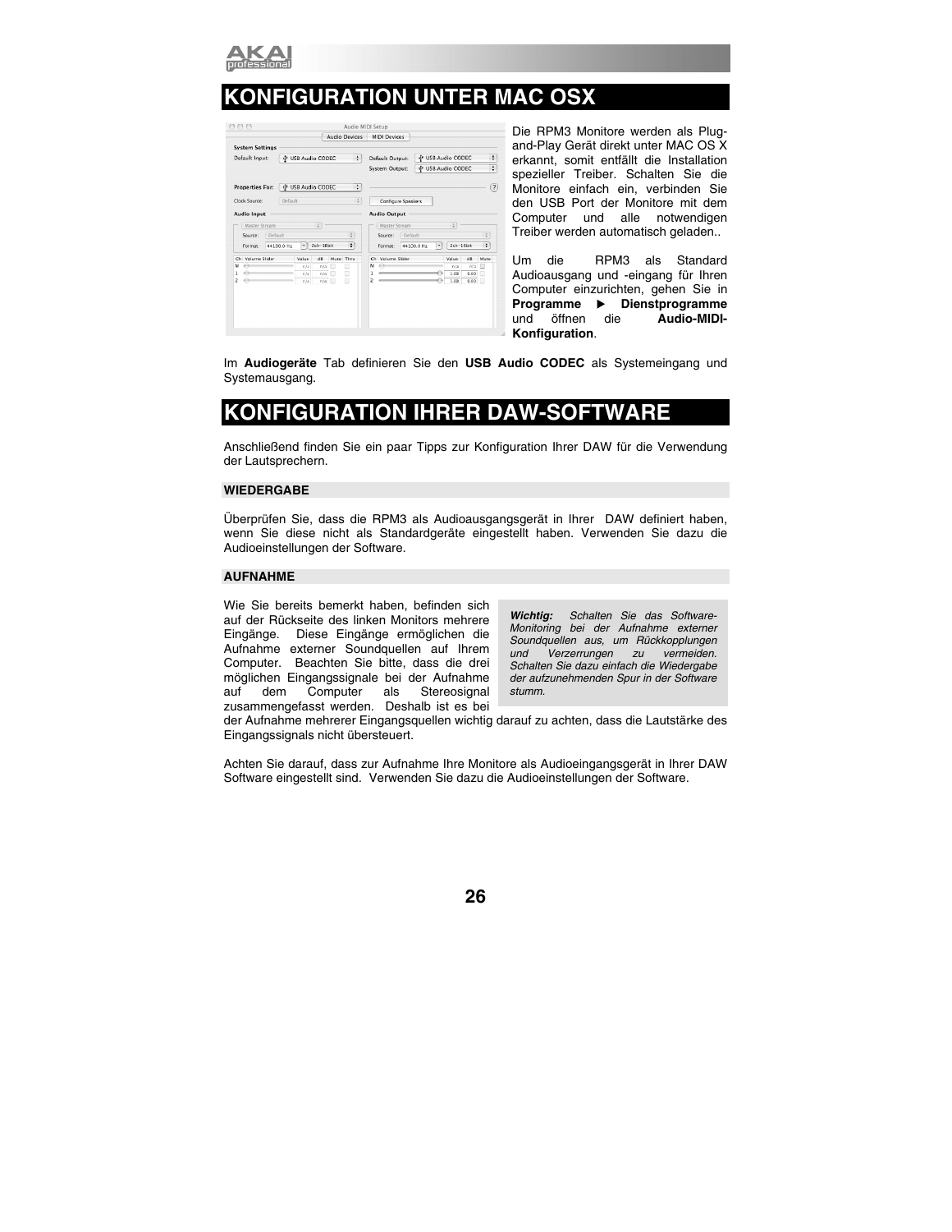# KONFIGURATION UNTER MAC OSX

Die RPM3 Monitore werden als Plug-and-Play Gerät direkt unter MAC OS X erkannt, somit entfällt die Installation spezieller Treiber. Schalten Sie die Monitore einfach ein, verbinden Sie den USB Port der Monitore mit dem Computer und alle notwendigen Treiber werden automatisch geladen..

Um die RPM3 als Standard Audioausgang und -eingang für Ihren Computer einzurichten, gehen Sie in **Programme ▶ Dienstprogramme** und öffnen die **Audio-MIDI-Konfiguration**.

Im **Audiogeräte** Tab definieren Sie den **USB Audio CODEC** als Systemeingang und Systemausgang.

# KONFIGURATION IHRER DAW-SOFTWARE

Anschließend finden Sie ein paar Tipps zur Konfiguration Ihrer DAW für die Verwendung der Lautsprechern.

### WIEDERGABE

Überprüfen Sie, dass die RPM3 als Audioausgangsgerät in Ihrer DAW definiert haben, wenn Sie diese nicht als Standardgeräte eingestellt haben. Verwenden Sie dazu die Audioeinstellungen der Software.

### AUFNAHME

Wie Sie bereits bemerkt haben, befinden sich auf der Rückseite des linken Monitors mehrere Eingänge. Diese Eingänge ermöglichen die Aufnahme externer Soundquellen auf Ihrem Computer. Beachten Sie bitte, dass die drei möglichen Eingangssignale bei der Aufnahme auf dem Computer als Stereosignal zusammengefasst werden. Deshalb ist es bei der Aufnahme mehrerer Eingangsquellen wichtig darauf zu achten, dass die Lautstärke des Eingangssignals nicht übersteuert.

> ***Wichtig:*** *Schalten Sie das Software-Monitoring bei der Aufnahme externer Soundquellen aus, um Rückkopplungen und Verzerrungen zu vermeiden. Schalten Sie dazu einfach die Wiedergabe der aufzunehmenden Spur in der Software stumm.*

Achten Sie darauf, dass zur Aufnahme Ihre Monitore als Audioeingangsgerät in Ihrer DAW Software eingestellt sind. Verwenden Sie dazu die Audioeinstellungen der Software.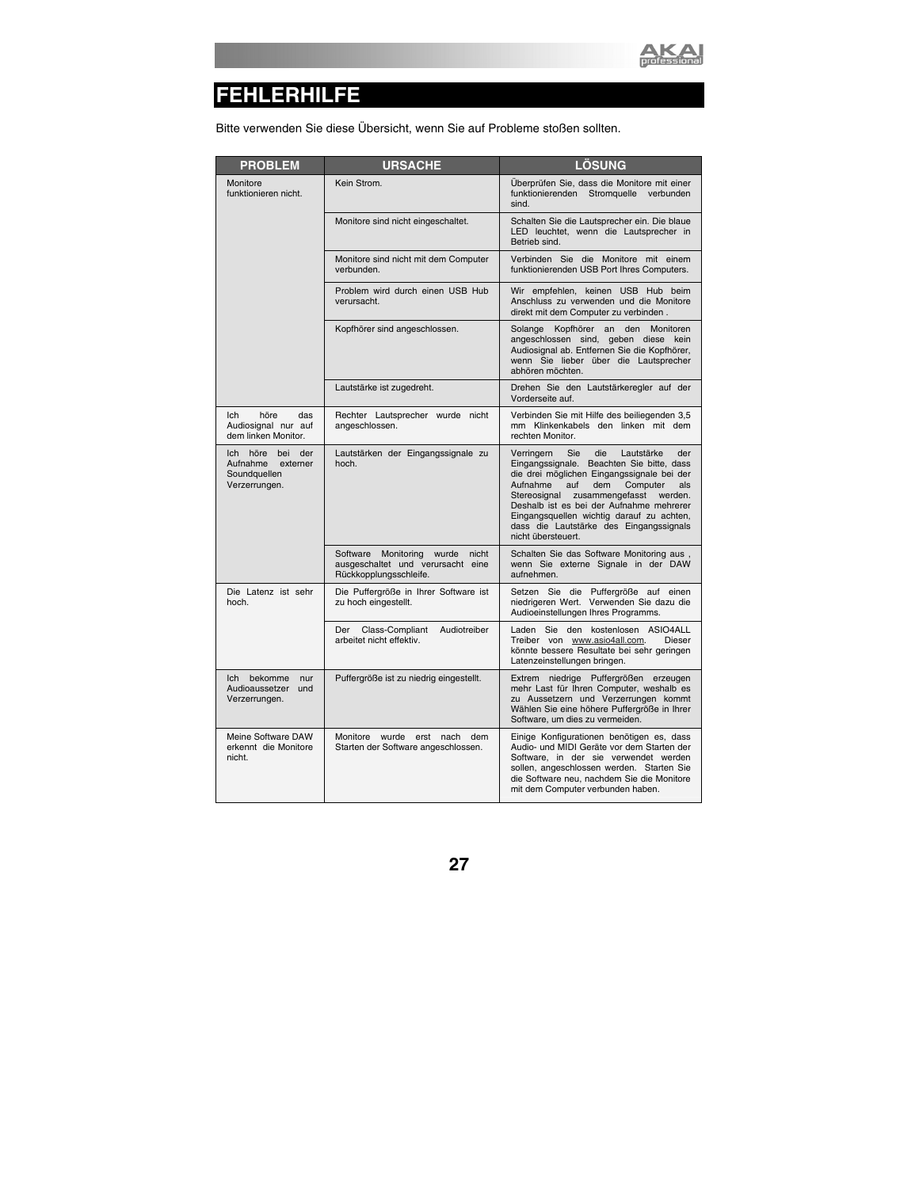# FEHLERHILFE

Bitte verwenden Sie diese Übersicht, wenn Sie auf Probleme stoßen sollten.

| PROBLEM | URSACHE | LÖSUNG |
|---|---|---|
| Monitore funktionieren nicht. | Kein Strom. | Überprüfen Sie, dass die Monitore mit einer funktionierenden Stromquelle verbunden sind. |
| | Monitore sind nicht eingeschaltet. | Schalten Sie die Lautsprecher ein. Die blaue LED leuchtet, wenn die Lautsprecher in Betrieb sind. |
| | Monitore sind nicht mit dem Computer verbunden. | Verbinden Sie die Monitore mit einem funktionierenden USB Port Ihres Computers. |
| | Problem wird durch einen USB Hub verursacht. | Wir empfehlen, keinen USB Hub beim Anschluss zu verwenden und die Monitore direkt mit dem Computer zu verbinden . |
| | Kopfhörer sind angeschlossen. | Solange Kopfhörer an den Monitoren angeschlossen sind, geben diese kein Audiosignal ab. Entfernen Sie die Kopfhörer, wenn Sie lieber über die Lautsprecher abhören möchten. |
| | Lautstärke ist zugedreht. | Drehen Sie den Lautstärkeregler auf der Vorderseite auf. |
| Ich höre das Audiosignal nur auf dem linken Monitor. | Rechter Lautsprecher wurde nicht angeschlossen. | Verbinden Sie mit Hilfe des beiliegenden 3,5 mm Klinkenkabels den linken mit dem rechten Monitor. |
| Ich höre bei der Aufnahme externer Soundquellen Verzerrungen. | Lautstärken der Eingangssignale zu hoch. | Verringern Sie die Lautstärke der Eingangssignale. Beachten Sie bitte, dass die drei möglichen Eingangssignale bei der Aufnahme auf dem Computer als Stereosignal zusammengefasst werden. Deshalb ist es bei der Aufnahme mehrerer Eingangsquellen wichtig darauf zu achten, dass die Lautstärke des Eingangssignals nicht übersteuert. |
| | Software Monitoring wurde nicht ausgeschaltet und verursacht eine Rückkopplungsschleife. | Schalten Sie das Software Monitoring aus , wenn Sie externe Signale in der DAW aufnehmen. |
| Die Latenz ist sehr hoch. | Die Puffergröße in Ihrer Software ist zu hoch eingestellt. | Setzen Sie die Puffergröße auf einen niedrigeren Wert. Verwenden Sie dazu die Audioeinstellungen Ihres Programms. |
| | Der Class-Compliant Audiotreiber arbeitet nicht effektiv. | Laden Sie den kostenlosen ASIO4ALL Treiber von www.asio4all.com. Dieser könnte bessere Resultate bei sehr geringen Latenzeinstellungen bringen. |
| Ich bekomme nur Audioaussetzer und Verzerrungen. | Puffergröße ist zu niedrig eingestellt. | Extrem niedrige Puffergrößen erzeugen mehr Last für Ihren Computer, weshalb es zu Aussetzern und Verzerrungen kommt Wählen Sie eine höhere Puffergröße in Ihrer Software, um dies zu vermeiden. |
| Meine Software DAW erkennt die Monitore nicht. | Monitore wurde erst nach dem Starten der Software angeschlossen. | Einige Konfigurationen benötigen es, dass Audio- und MIDI Geräte vor dem Starten der Software, in der sie verwendet werden sollen, angeschlossen werden. Starten Sie die Software neu, nachdem Sie die Monitore mit dem Computer verbunden haben. |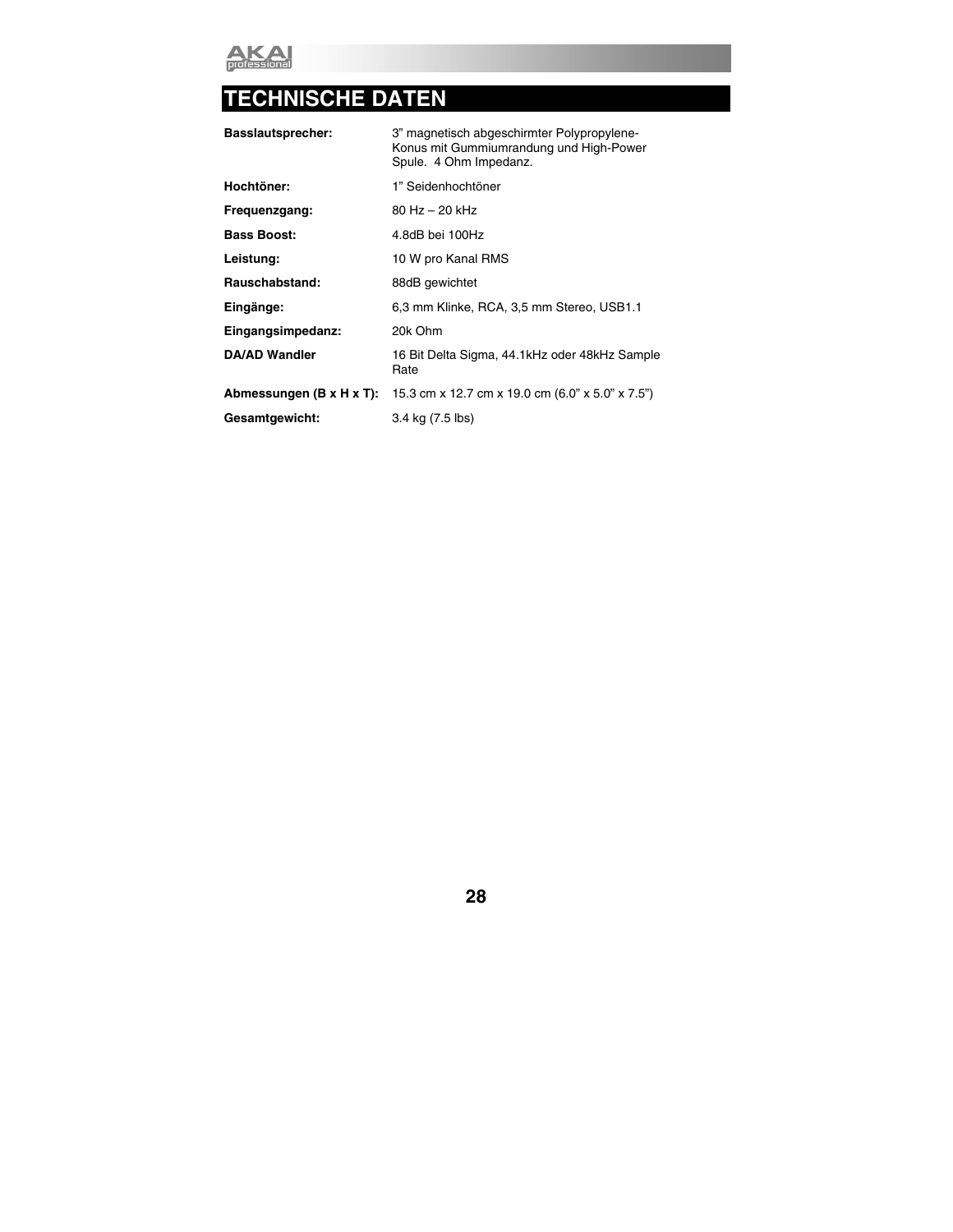# TECHNISCHE DATEN

| | |
|---|---|
| **Basslautsprecher:** | 3" magnetisch abgeschirmter Polypropylene-Konus mit Gummiumrandung und High-Power Spule. 4 Ohm Impedanz. |
| **Hochtöner:** | 1" Seidenhochtöner |
| **Frequenzgang:** | 80 Hz – 20 kHz |
| **Bass Boost:** | 4.8dB bei 100Hz |
| **Leistung:** | 10 W pro Kanal RMS |
| **Rauschabstand:** | 88dB gewichtet |
| **Eingänge:** | 6,3 mm Klinke, RCA, 3,5 mm Stereo, USB1.1 |
| **Eingangsimpedanz:** | 20k Ohm |
| **DA/AD Wandler** | 16 Bit Delta Sigma, 44.1kHz oder 48kHz Sample Rate |
| **Abmessungen (B x H x T):** | 15.3 cm x 12.7 cm x 19.0 cm (6.0" x 5.0" x 7.5") |
| **Gesamtgewicht:** | 3.4 kg (7.5 lbs) |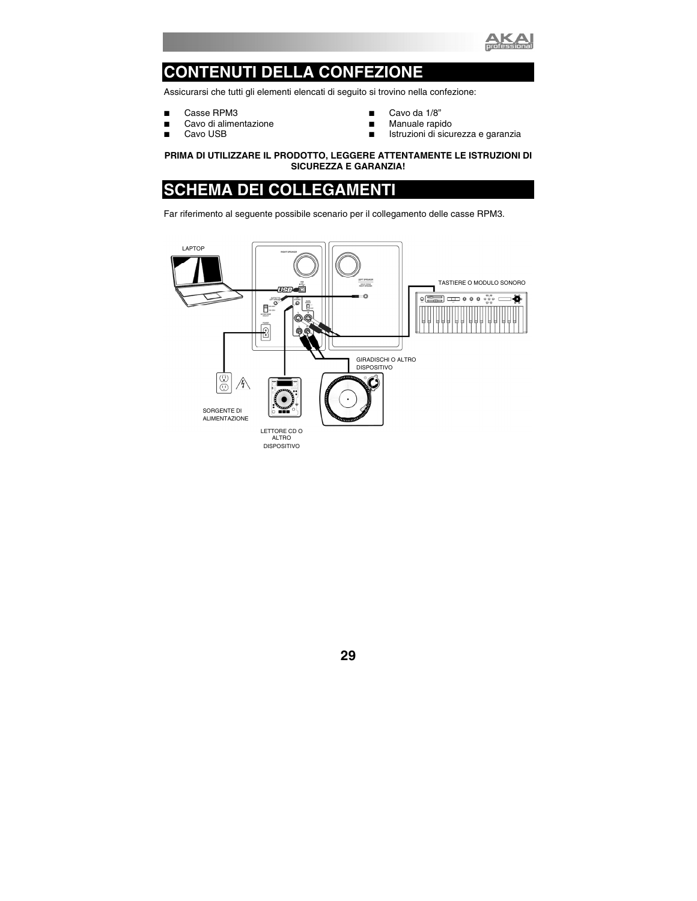# CONTENUTI DELLA CONFEZIONE

Assicurarsi che tutti gli elementi elencati di seguito si trovino nella confezione:

- Casse RPM3
- Cavo di alimentazione
- Cavo USB
- Cavo da 1/8"
- Manuale rapido
- Istruzioni di sicurezza e garanzia

**PRIMA DI UTILIZZARE IL PRODOTTO, LEGGERE ATTENTAMENTE LE ISTRUZIONI DI SICUREZZA E GARANZIA!**

# SCHEMA DEI COLLEGAMENTI

Far riferimento al seguente possibile scenario per il collegamento delle casse RPM3.

LAPTOP

TASTIERE O MODULO SONORO

GIRADISCHI O ALTRO DISPOSITIVO

SORGENTE DI ALIMENTAZIONE

LETTORE CD O ALTRO DISPOSITIVO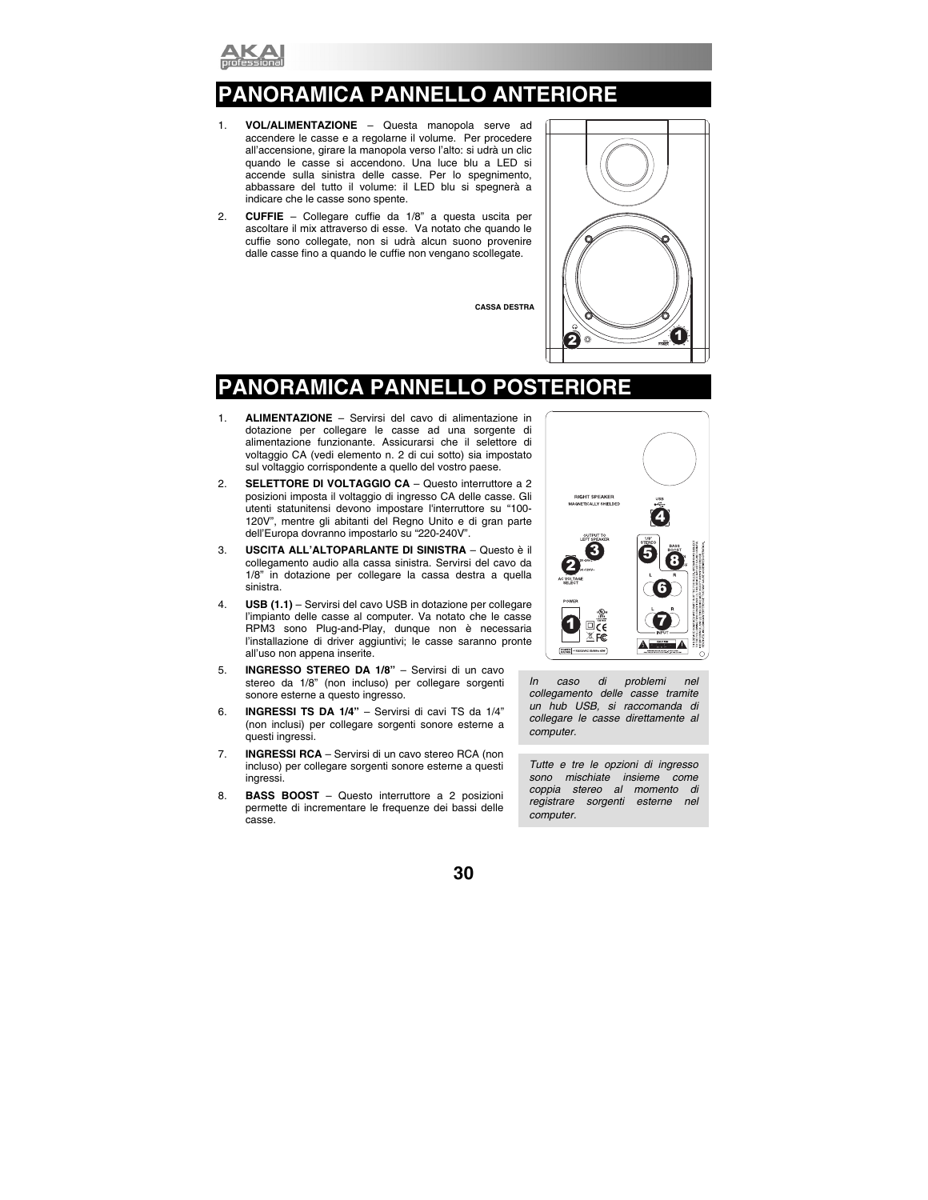# PANORAMICA PANNELLO ANTERIORE

1. **VOL/ALIMENTAZIONE** – Questa manopola serve ad accendere le casse e a regolarne il volume. Per procedere all'accensione, girare la manopola verso l'alto: si udrà un clic quando le casse si accendono. Una luce blu a LED si accende sulla sinistra delle casse. Per lo spegnimento, abbassare del tutto il volume: il LED blu si spegnerà a indicare che le casse sono spente.
2. **CUFFIE** – Collegare cuffie da 1/8" a questa uscita per ascoltare il mix attraverso di esse. Va notato che quando le cuffie sono collegate, non si udrà alcun suono provenire dalle casse fino a quando le cuffie non vengano scollegate.

**CASSA DESTRA**

# PANORAMICA PANNELLO POSTERIORE

1. **ALIMENTAZIONE** – Servirsi del cavo di alimentazione in dotazione per collegare le casse ad una sorgente di alimentazione funzionante. Assicurarsi che il selettore di voltaggio CA (vedi elemento n. 2 di cui sotto) sia impostato sul voltaggio corrispondente a quello del vostro paese.
2. **SELETTORE DI VOLTAGGIO CA** – Questo interruttore a 2 posizioni imposta il voltaggio di ingresso CA delle casse. Gli utenti statunitensi devono impostare l'interruttore su "100-120V", mentre gli abitanti del Regno Unito e di gran parte dell'Europa dovranno impostarlo su "220-240V".
3. **USCITA ALL'ALTOPARLANTE DI SINISTRA** – Questo è il collegamento audio alla cassa sinistra. Servirsi del cavo da 1/8" in dotazione per collegare la cassa destra a quella sinistra.
4. **USB (1.1)** – Servirsi del cavo USB in dotazione per collegare l'impianto delle casse al computer. Va notato che le casse RPM3 sono Plug-and-Play, dunque non è necessaria l'installazione di driver aggiuntivi; le casse saranno pronte all'uso non appena inserite.
5. **INGRESSO STEREO DA 1/8"** – Servirsi di un cavo stereo da 1/8" (non incluso) per collegare sorgenti sonore esterne a questo ingresso.
6. **INGRESSI TS DA 1/4"** – Servirsi di cavi TS da 1/4" (non inclusi) per collegare sorgenti sonore esterne a questi ingressi.
7. **INGRESSI RCA** – Servirsi di un cavo stereo RCA (non incluso) per collegare sorgenti sonore esterne a questi ingressi.
8. **BASS BOOST** – Questo interruttore a 2 posizioni permette di incrementare le frequenze dei bassi delle casse.

*In caso di problemi nel collegamento delle casse tramite un hub USB, si raccomanda di collegare le casse direttamente al computer.*

*Tutte e tre le opzioni di ingresso sono mischiate insieme come coppia stereo al momento di registrare sorgenti esterne nel computer.*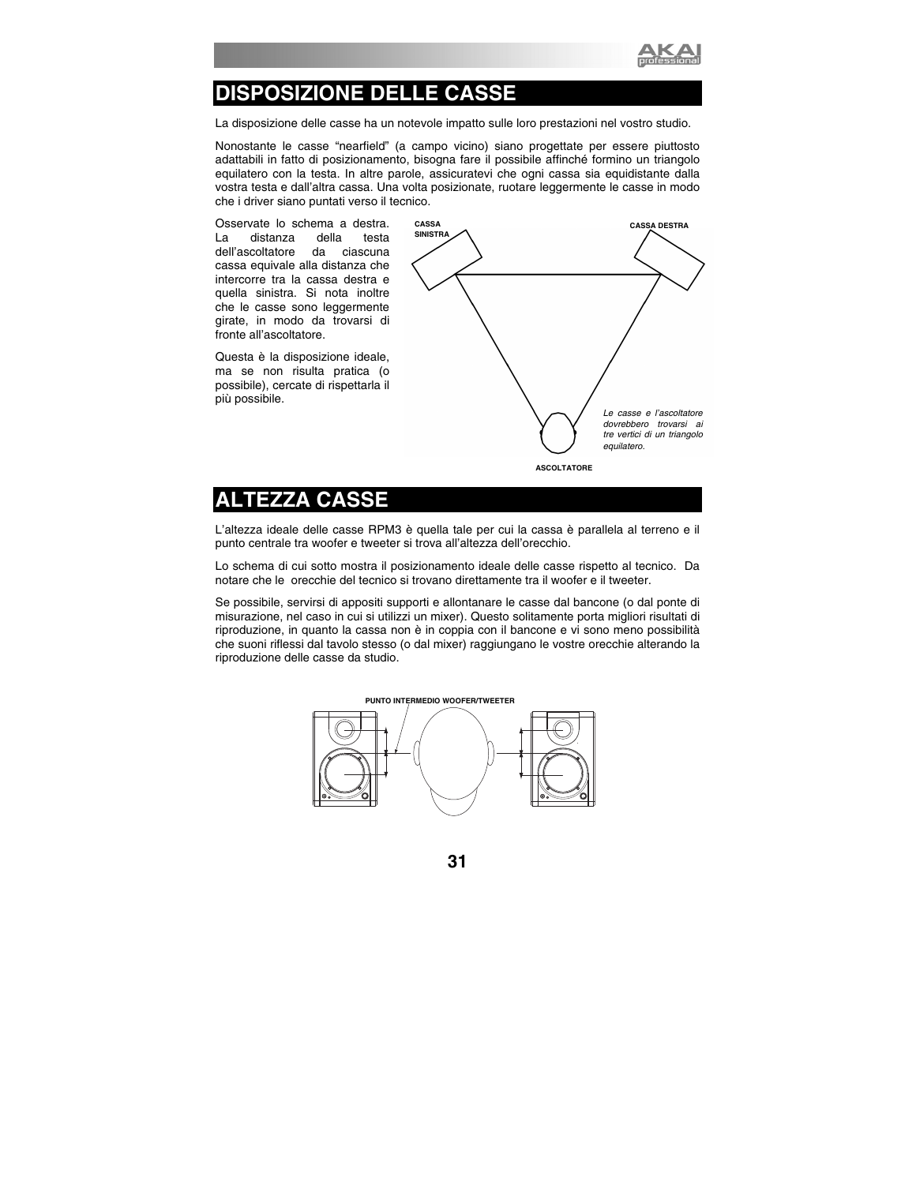# DISPOSIZIONE DELLE CASSE

La disposizione delle casse ha un notevole impatto sulle loro prestazioni nel vostro studio.

Nonostante le casse "nearfield" (a campo vicino) siano progettate per essere piuttosto adattabili in fatto di posizionamento, bisogna fare il possibile affinché formino un triangolo equilatero con la testa. In altre parole, assicuratevi che ogni cassa sia equidistante dalla vostra testa e dall'altra cassa. Una volta posizionate, ruotare leggermente le casse in modo che i driver siano puntati verso il tecnico.

Osservate lo schema a destra. La distanza della testa dell'ascoltatore da ciascuna cassa equivale alla distanza che intercorre tra la cassa destra e quella sinistra. Si nota inoltre che le casse sono leggermente girate, in modo da trovarsi di fronte all'ascoltatore.

Questa è la disposizione ideale, ma se non risulta pratica (o possibile), cercate di rispettarla il più possibile.

CASSA SINISTRA

CASSA DESTRA

*Le casse e l'ascoltatore dovrebbero trovarsi ai tre vertici di un triangolo equilatero.*

ASCOLTATORE

# ALTEZZA CASSE

L'altezza ideale delle casse RPM3 è quella tale per cui la cassa è parallela al terreno e il punto centrale tra woofer e tweeter si trova all'altezza dell'orecchio.

Lo schema di cui sotto mostra il posizionamento ideale delle casse rispetto al tecnico. Da notare che le orecchie del tecnico si trovano direttamente tra il woofer e il tweeter.

Se possibile, servirsi di appositi supporti e allontanare le casse dal bancone (o dal ponte di misurazione, nel caso in cui si utilizzi un mixer). Questo solitamente porta migliori risultati di riproduzione, in quanto la cassa non è in coppia con il bancone e vi sono meno possibilità che suoni riflessi dal tavolo stesso (o dal mixer) raggiungano le vostre orecchie alterando la riproduzione delle casse da studio.

PUNTO INTERMEDIO WOOFER/TWEETER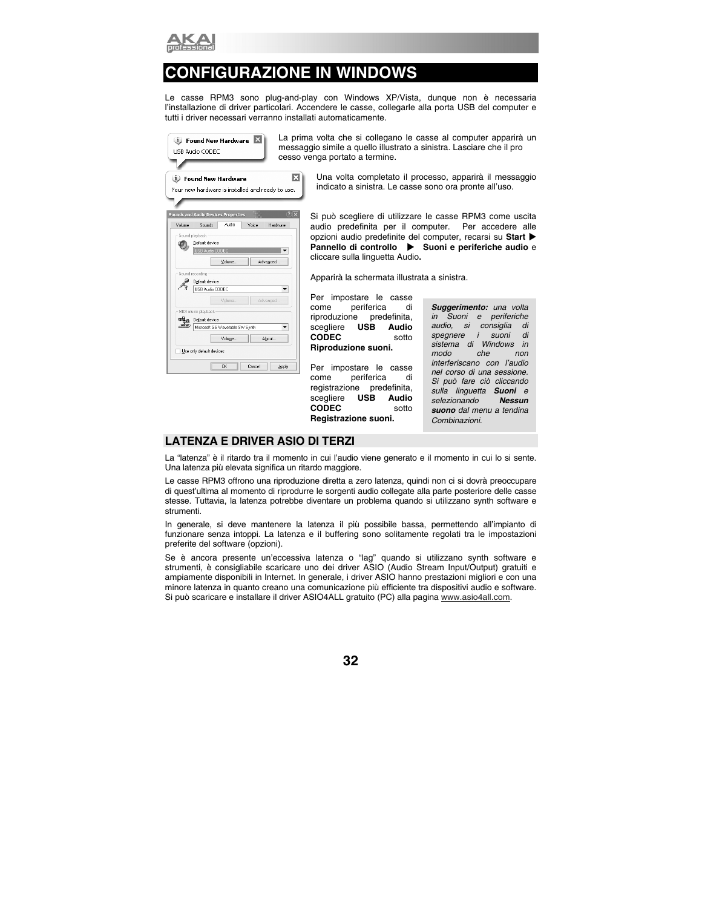# CONFIGURAZIONE IN WINDOWS

Le casse RPM3 sono plug-and-play con Windows XP/Vista, dunque non è necessaria l'installazione di driver particolari. Accendere le casse, collegarle alla porta USB del computer e tutti i driver necessari verranno installati automaticamente.

La prima volta che si collegano le casse al computer apparirà un messaggio simile a quello illustrato a sinistra. Lasciare che il pro cesso venga portato a termine.

Una volta completato il processo, apparirà il messaggio indicato a sinistra. Le casse sono ora pronte all'uso.

Si può scegliere di utilizzare le casse RPM3 come uscita audio predefinita per il computer. Per accedere alle opzioni audio predefinite del computer, recarsi su **Start ▶ Pannello di controllo ▶ Suoni e periferiche audio** e cliccare sulla linguetta Audio**.**

Apparirà la schermata illustrata a sinistra.

Per impostare le casse come periferica di riproduzione predefinita, scegliere **USB Audio CODEC** sotto **Riproduzione suoni.**

Per impostare le casse come periferica di registrazione predefinita, scegliere **USB Audio CODEC** sotto **Registrazione suoni.**

> ***Suggerimento:*** *una volta in Suoni e periferiche audio, si consiglia di spegnere i suoni di sistema di Windows in modo che non interferiscano con l'audio nel corso di una sessione. Si può fare ciò cliccando sulla linguetta* ***Suoni*** *e selezionando* ***Nessun suono*** *dal menu a tendina Combinazioni.*

## LATENZA E DRIVER ASIO DI TERZI

La "latenza" è il ritardo tra il momento in cui l'audio viene generato e il momento in cui lo si sente. Una latenza più elevata significa un ritardo maggiore.

Le casse RPM3 offrono una riproduzione diretta a zero latenza, quindi non ci si dovrà preoccupare di quest'ultima al momento di riprodurre le sorgenti audio collegate alla parte posteriore delle casse stesse. Tuttavia, la latenza potrebbe diventare un problema quando si utilizzano synth software e strumenti.

In generale, si deve mantenere la latenza il più possibile bassa, permettendo all'impianto di funzionare senza intoppi. La latenza e il buffering sono solitamente regolati tra le impostazioni preferite del software (opzioni).

Se è ancora presente un'eccessiva latenza o "lag" quando si utilizzano synth software e strumenti, è consigliabile scaricare uno dei driver ASIO (Audio Stream Input/Output) gratuiti e ampiamente disponibili in Internet. In generale, i driver ASIO hanno prestazioni migliori e con una minore latenza in quanto creano una comunicazione più efficiente tra dispositivi audio e software. Si può scaricare e installare il driver ASIO4ALL gratuito (PC) alla pagina www.asio4all.com.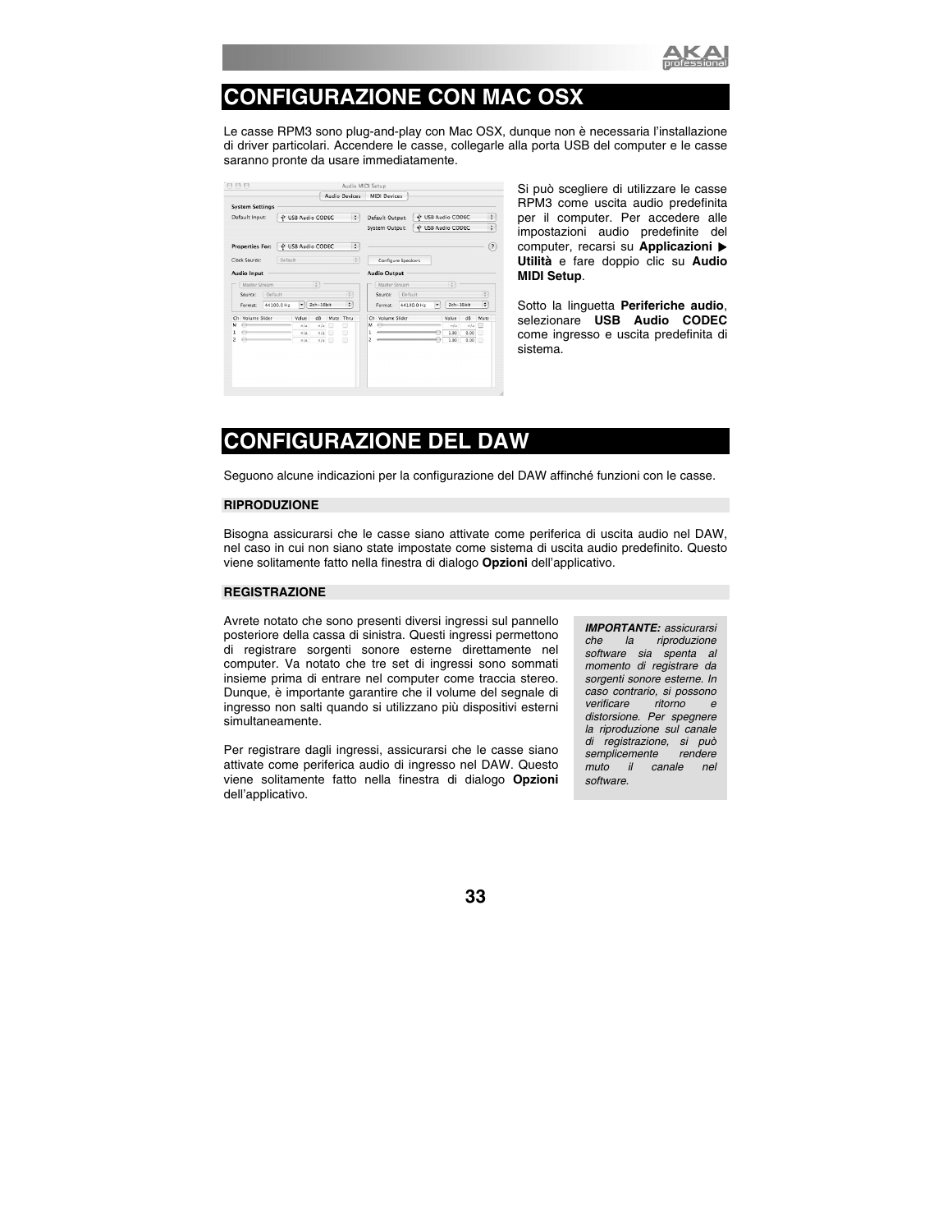## CONFIGURAZIONE CON MAC OSX

Le casse RPM3 sono plug-and-play con Mac OSX, dunque non è necessaria l'installazione di driver particolari. Accendere le casse, collegarle alla porta USB del computer e le casse saranno pronte da usare immediatamente.

Si può scegliere di utilizzare le casse RPM3 come uscita audio predefinita per il computer. Per accedere alle impostazioni audio predefinite del computer, recarsi su **Applicazioni ▶ Utilità** e fare doppio clic su **Audio MIDI Setup**.

Sotto la linguetta **Periferiche audio**, selezionare **USB Audio CODEC** come ingresso e uscita predefinita di sistema.

## CONFIGURAZIONE DEL DAW

Seguono alcune indicazioni per la configurazione del DAW affinché funzioni con le casse.

### RIPRODUZIONE

Bisogna assicurarsi che le casse siano attivate come periferica di uscita audio nel DAW, nel caso in cui non siano state impostate come sistema di uscita audio predefinito. Questo viene solitamente fatto nella finestra di dialogo **Opzioni** dell'applicativo.

### REGISTRAZIONE

Avrete notato che sono presenti diversi ingressi sul pannello posteriore della cassa di sinistra. Questi ingressi permettono di registrare sorgenti sonore esterne direttamente nel computer. Va notato che tre set di ingressi sono sommati insieme prima di entrare nel computer come traccia stereo. Dunque, è importante garantire che il volume del segnale di ingresso non salti quando si utilizzano più dispositivi esterni simultaneamente.

Per registrare dagli ingressi, assicurarsi che le casse siano attivate come periferica audio di ingresso nel DAW. Questo viene solitamente fatto nella finestra di dialogo **Opzioni** dell'applicativo.

***IMPORTANTE:*** *assicurarsi che la riproduzione software sia spenta al momento di registrare da sorgenti sonore esterne. In caso contrario, si possono verificare ritorno e distorsione. Per spegnere la riproduzione sul canale di registrazione, si può semplicemente rendere muto il canale nel software.*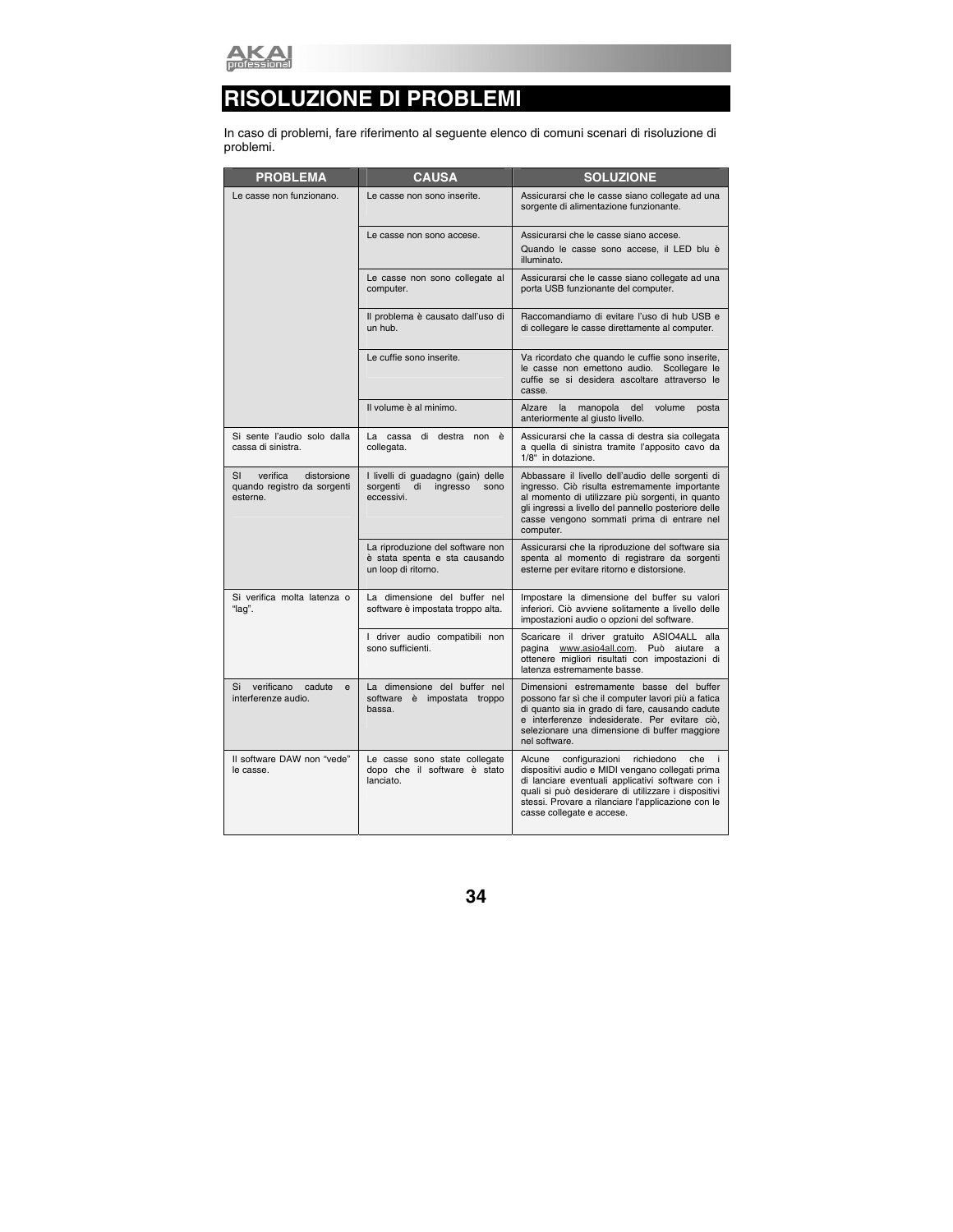# RISOLUZIONE DI PROBLEMI

In caso di problemi, fare riferimento al seguente elenco di comuni scenari di risoluzione di problemi.

| PROBLEMA | CAUSA | SOLUZIONE |
|---|---|---|
| Le casse non funzionano. | Le casse non sono inserite. | Assicurarsi che le casse siano collegate ad una sorgente di alimentazione funzionante. |
| | Le casse non sono accese. | Assicurarsi che le casse siano accese. Quando le casse sono accese, il LED blu è illuminato. |
| | Le casse non sono collegate al computer. | Assicurarsi che le casse siano collegate ad una porta USB funzionante del computer. |
| | Il problema è causato dall'uso di un hub. | Raccomandiamo di evitare l'uso di hub USB e di collegare le casse direttamente al computer. |
| | Le cuffie sono inserite. | Va ricordato che quando le cuffie sono inserite, le casse non emettono audio. Scollegare le cuffie se si desidera ascoltare attraverso le casse. |
| | Il volume è al minimo. | Alzare la manopola del volume posta anteriormente al giusto livello. |
| Si sente l'audio solo dalla cassa di sinistra. | La cassa di destra non è collegata. | Assicurarsi che la cassa di destra sia collegata a quella di sinistra tramite l'apposito cavo da 1/8" in dotazione. |
| SI verifica distorsione quando registro da sorgenti esterne. | I livelli di guadagno (gain) delle sorgenti di ingresso sono eccessivi. | Abbassare il livello dell'audio delle sorgenti di ingresso. Ciò risulta estremamente importante al momento di utilizzare più sorgenti, in quanto gli ingressi a livello del pannello posteriore delle casse vengono sommati prima di entrare nel computer. |
| | La riproduzione del software non è stata spenta e sta causando un loop di ritorno. | Assicurarsi che la riproduzione del software sia spenta al momento di registrare da sorgenti esterne per evitare ritorno e distorsione. |
| Si verifica molta latenza o "lag". | La dimensione del buffer nel software è impostata troppo alta. | Impostare la dimensione del buffer su valori inferiori. Ciò avviene solitamente a livello delle impostazioni audio o opzioni del software. |
| | I driver audio compatibili non sono sufficienti. | Scaricare il driver gratuito ASIO4ALL alla pagina www.asio4all.com. Può aiutare a ottenere migliori risultati con impostazioni di latenza estremamente basse. |
| Si verificano cadute e interferenze audio. | La dimensione del buffer nel software è impostata troppo bassa. | Dimensioni estremamente basse del buffer possono far sì che il computer lavori più a fatica di quanto sia in grado di fare, causando cadute e interferenze indesiderate. Per evitare ciò, selezionare una dimensione di buffer maggiore nel software. |
| Il software DAW non "vede" le casse. | Le casse sono state collegate dopo che il software è stato lanciato. | Alcune configurazioni richiedono che i dispositivi audio e MIDI vengano collegati prima di lanciare eventuali applicativi software con i quali si può desiderare di utilizzare i dispositivi stessi. Provare a rilanciare l'applicazione con le casse collegate e accese. |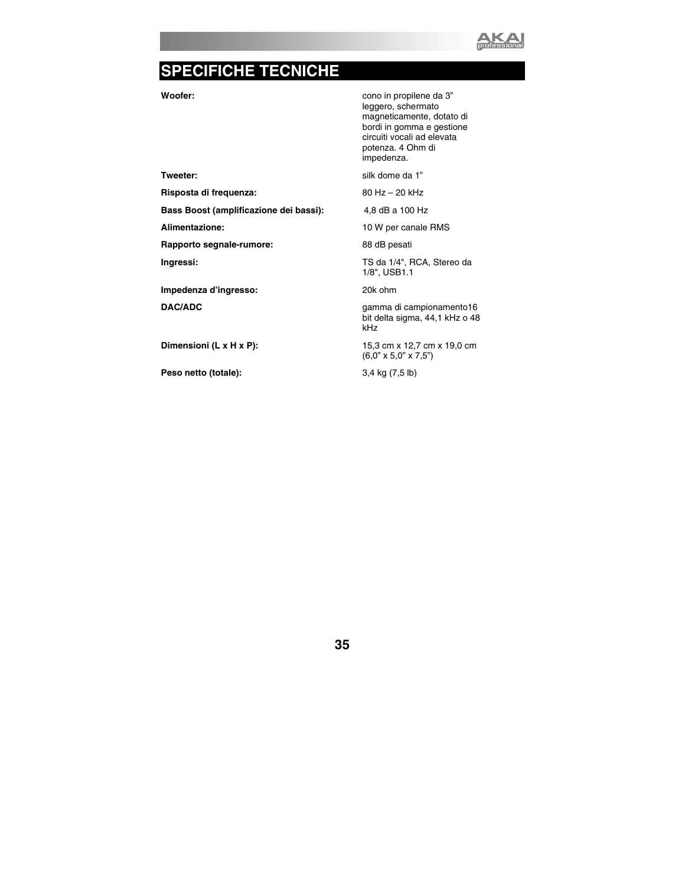# SPECIFICHE TECNICHE

| | |
|---|---|
| **Woofer:** | cono in propilene da 3" leggero, schermato magneticamente, dotato di bordi in gomma e gestione circuiti vocali ad elevata potenza. 4 Ohm di impedenza. |
| **Tweeter:** | silk dome da 1" |
| **Risposta di frequenza:** | 80 Hz – 20 kHz |
| **Bass Boost (amplificazione dei bassi):** | 4,8 dB a 100 Hz |
| **Alimentazione:** | 10 W per canale RMS |
| **Rapporto segnale-rumore:** | 88 dB pesati |
| **Ingressi:** | TS da 1/4", RCA, Stereo da 1/8", USB1.1 |
| **Impedenza d'ingresso:** | 20k ohm |
| **DAC/ADC** | gamma di campionamento16 bit delta sigma, 44,1 kHz o 48 kHz |
| **Dimensioni (L x H x P):** | 15,3 cm x 12,7 cm x 19,0 cm (6,0" x 5,0" x 7,5") |
| **Peso netto (totale):** | 3,4 kg (7,5 lb) |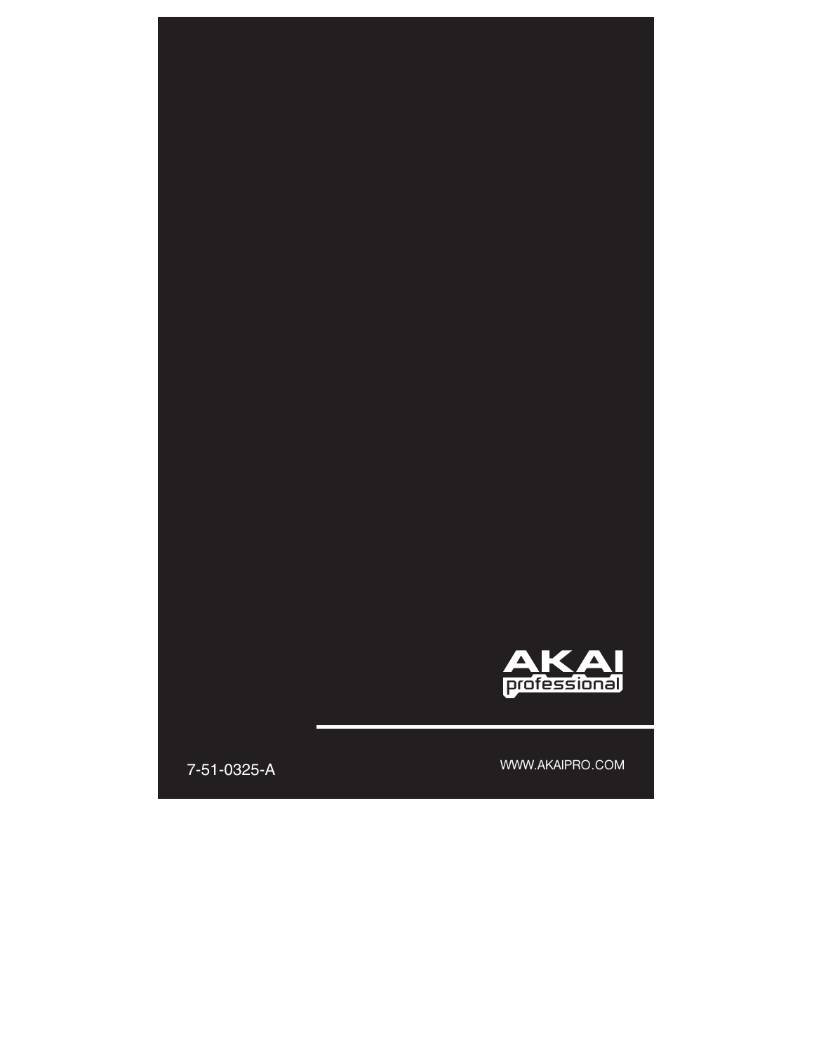AKAI
professional

7-51-0325-A

WWW.AKAIPRO.COM